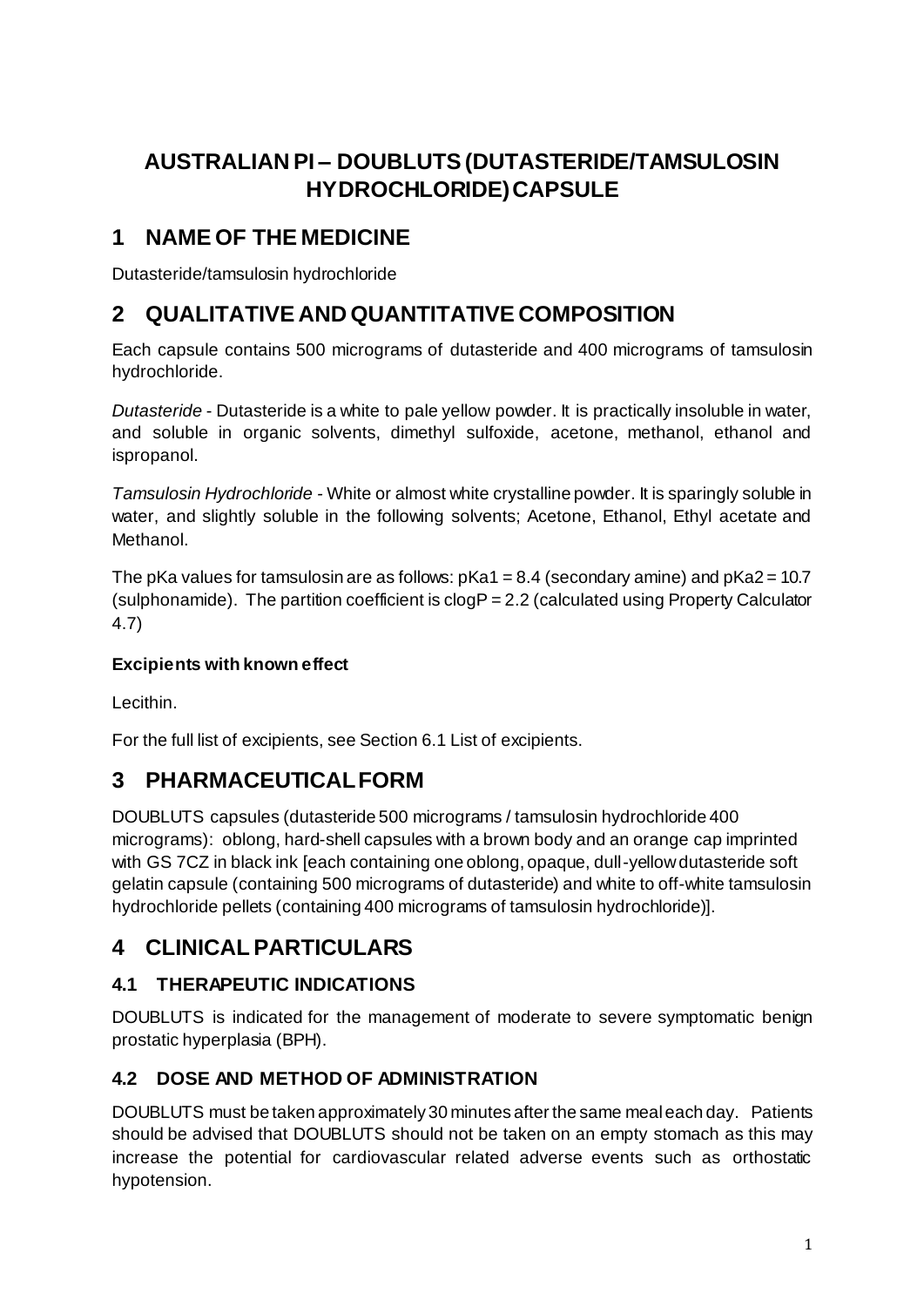# AUSTRALIAN PI – DOUBLUTS (DUTASTERIDE/TAMSULOSIN HYDROCHLORIDE) CAPSULE

## 1 NAME OF THE MEDICINE

Dutasteride/tamsulosin hydrochloride

## 2 QUALITATIVE AND QUANTITATIVE COMPOSITION

Each capsule contains 500 micrograms of dutasteride and 400 micrograms of tamsulosin hydrochloride.

*Dutasteride* - Dutasteride is a white to pale yellow powder. It is practically insoluble in water, and soluble in organic solvents, dimethyl sulfoxide, acetone, methanol, ethanol and ispropanol.

*Tamsulosin Hydrochloride* - White or almost white crystalline powder. It is sparingly soluble in water, and slightly soluble in the following solvents; Acetone, Ethanol, Ethyl acetate and Methanol.

The pKa values for tamsulosin are as follows: pKa1 = 8.4 (secondary amine) and pKa2 = 10.7 (sulphonamide). The partition coefficient is clogP = 2.2 (calculated using Property Calculator 4.7)

**Excipients with known effect**

Lecithin.

For the full list of excipients, see Section 6.1 List of excipients.

## 3 PHARMACEUTICAL FORM

DOUBLUTS capsules (dutasteride 500 micrograms / tamsulosin hydrochloride 400 micrograms): oblong, hard-shell capsules with a brown body and an orange cap imprinted with GS 7CZ in black ink [each containing one oblong, opaque, dull-yellow dutasteride soft gelatin capsule (containing 500 micrograms of dutasteride) and white to off-white tamsulosin hydrochloride pellets (containing 400 micrograms of tamsulosin hydrochloride)].

## 4 CLINICAL PARTICULARS

### 4.1 THERAPEUTIC INDICATIONS

DOUBLUTS is indicated for the management of moderate to severe symptomatic benign prostatic hyperplasia (BPH).

### 4.2 DOSE AND METHOD OF ADMINISTRATION

DOUBLUTS must be taken approximately 30 minutes after the same meal each day. Patients should be advised that DOUBLUTS should not be taken on an empty stomach as this may increase the potential for cardiovascular related adverse events such as orthostatic hypotension.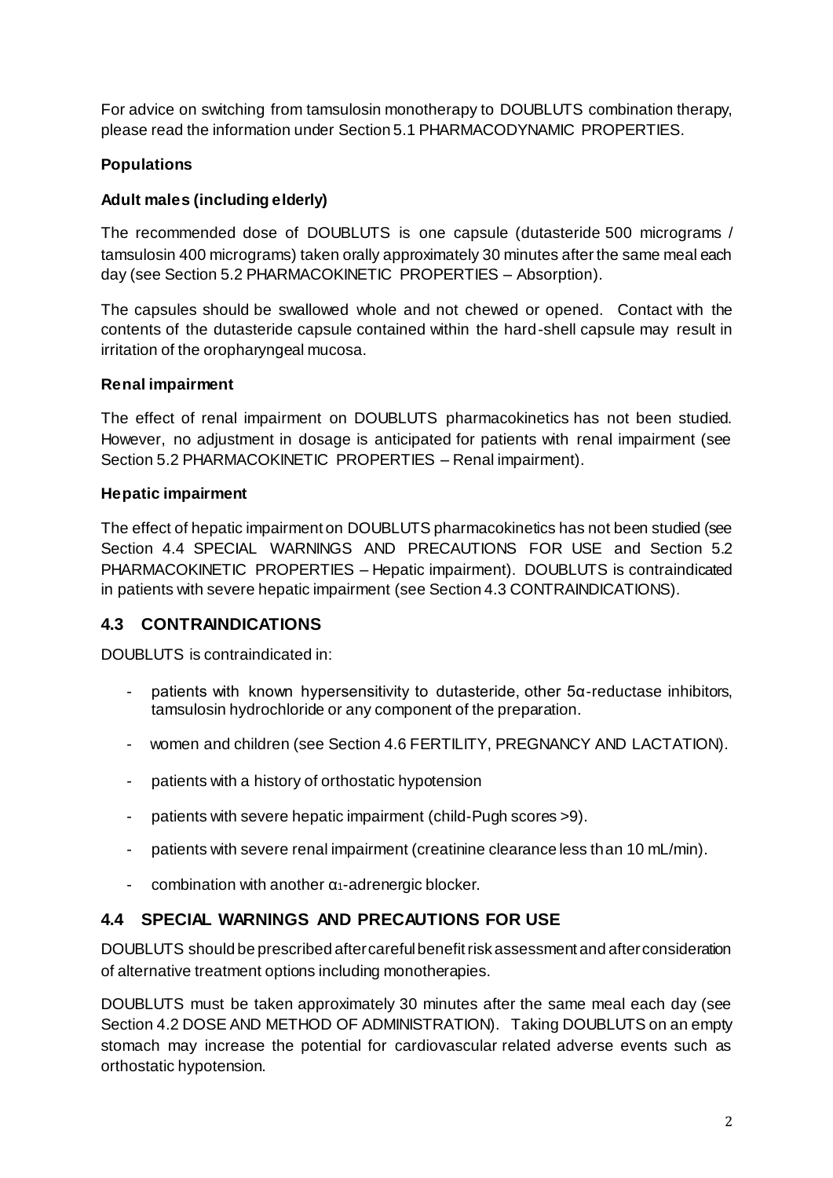For advice on switching from tamsulosin monotherapy to DOUBLUTS combination therapy, please read the information under Section 5.1 PHARMACODYNAMIC PROPERTIES.

**Populations**

**Adult males (including elderly)**

The recommended dose of DOUBLUTS is one capsule (dutasteride 500 micrograms / tamsulosin 400 micrograms) taken orally approximately 30 minutes after the same meal each day (see Section 5.2 PHARMACOKINETIC PROPERTIES – Absorption).

The capsules should be swallowed whole and not chewed or opened. Contact with the contents of the dutasteride capsule contained within the hard-shell capsule may result in irritation of the oropharyngeal mucosa.

**Renal impairment**

The effect of renal impairment on DOUBLUTS pharmacokinetics has not been studied. However, no adjustment in dosage is anticipated for patients with renal impairment (see Section 5.2 PHARMACOKINETIC PROPERTIES – Renal impairment).

**Hepatic impairment**

The effect of hepatic impairment on DOUBLUTS pharmacokinetics has not been studied (see Section 4.4 SPECIAL WARNINGS AND PRECAUTIONS FOR USE and Section 5.2 PHARMACOKINETIC PROPERTIES – Hepatic impairment). DOUBLUTS is contraindicated in patients with severe hepatic impairment (see Section 4.3 CONTRAINDICATIONS).

## 4.3 CONTRAINDICATIONS

DOUBLUTS is contraindicated in:

- patients with known hypersensitivity to dutasteride, other 5α-reductase inhibitors, tamsulosin hydrochloride or any component of the preparation.
- women and children (see Section 4.6 FERTILITY, PREGNANCY AND LACTATION).
- patients with a history of orthostatic hypotension
- patients with severe hepatic impairment (child-Pugh scores >9).
- patients with severe renal impairment (creatinine clearance less than 10 mL/min).
- combination with another $\alpha_1$-adrenergic blocker.

## 4.4 SPECIAL WARNINGS AND PRECAUTIONS FOR USE

DOUBLUTS should be prescribed after careful benefit risk assessment and after consideration of alternative treatment options including monotherapies.

DOUBLUTS must be taken approximately 30 minutes after the same meal each day (see Section 4.2 DOSE AND METHOD OF ADMINISTRATION). Taking DOUBLUTS on an empty stomach may increase the potential for cardiovascular related adverse events such as orthostatic hypotension.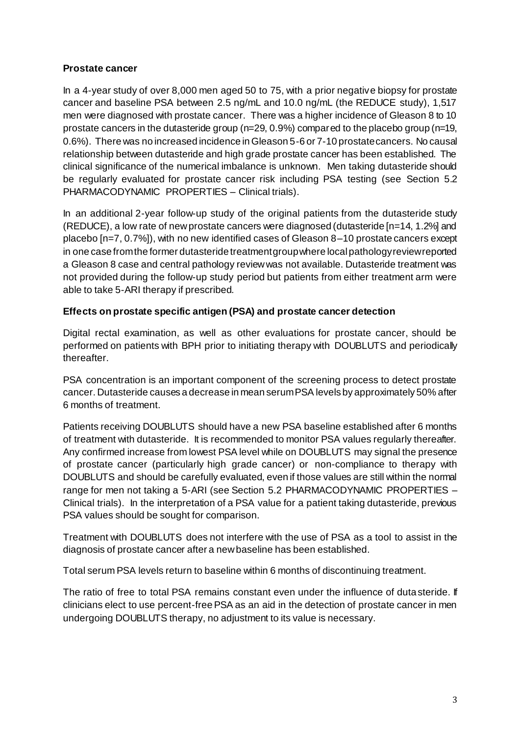**Prostate cancer**

In a 4-year study of over 8,000 men aged 50 to 75, with a prior negative biopsy for prostate cancer and baseline PSA between 2.5 ng/mL and 10.0 ng/mL (the REDUCE study), 1,517 men were diagnosed with prostate cancer. There was a higher incidence of Gleason 8 to 10 prostate cancers in the dutasteride group (n=29, 0.9%) compared to the placebo group (n=19, 0.6%). There was no increased incidence in Gleason 5-6 or 7-10 prostate cancers. No causal relationship between dutasteride and high grade prostate cancer has been established. The clinical significance of the numerical imbalance is unknown. Men taking dutasteride should be regularly evaluated for prostate cancer risk including PSA testing (see Section 5.2 PHARMACODYNAMIC PROPERTIES – Clinical trials).

In an additional 2-year follow-up study of the original patients from the dutasteride study (REDUCE), a low rate of new prostate cancers were diagnosed (dutasteride [n=14, 1.2%] and placebo [n=7, 0.7%]), with no new identified cases of Gleason 8–10 prostate cancers except in one case from the former dutasteride treatment group where local pathology review reported a Gleason 8 case and central pathology review was not available. Dutasteride treatment was not provided during the follow-up study period but patients from either treatment arm were able to take 5-ARI therapy if prescribed.

**Effects on prostate specific antigen (PSA) and prostate cancer detection**

Digital rectal examination, as well as other evaluations for prostate cancer, should be performed on patients with BPH prior to initiating therapy with DOUBLUTS and periodically thereafter.

PSA concentration is an important component of the screening process to detect prostate cancer. Dutasteride causes a decrease in mean serum PSA levels by approximately 50% after 6 months of treatment.

Patients receiving DOUBLUTS should have a new PSA baseline established after 6 months of treatment with dutasteride. It is recommended to monitor PSA values regularly thereafter. Any confirmed increase from lowest PSA level while on DOUBLUTS may signal the presence of prostate cancer (particularly high grade cancer) or non-compliance to therapy with DOUBLUTS and should be carefully evaluated, even if those values are still within the normal range for men not taking a 5-ARI (see Section 5.2 PHARMACODYNAMIC PROPERTIES – Clinical trials). In the interpretation of a PSA value for a patient taking dutasteride, previous PSA values should be sought for comparison.

Treatment with DOUBLUTS does not interfere with the use of PSA as a tool to assist in the diagnosis of prostate cancer after a new baseline has been established.

Total serum PSA levels return to baseline within 6 months of discontinuing treatment.

The ratio of free to total PSA remains constant even under the influence of dutasteride. If clinicians elect to use percent-free PSA as an aid in the detection of prostate cancer in men undergoing DOUBLUTS therapy, no adjustment to its value is necessary.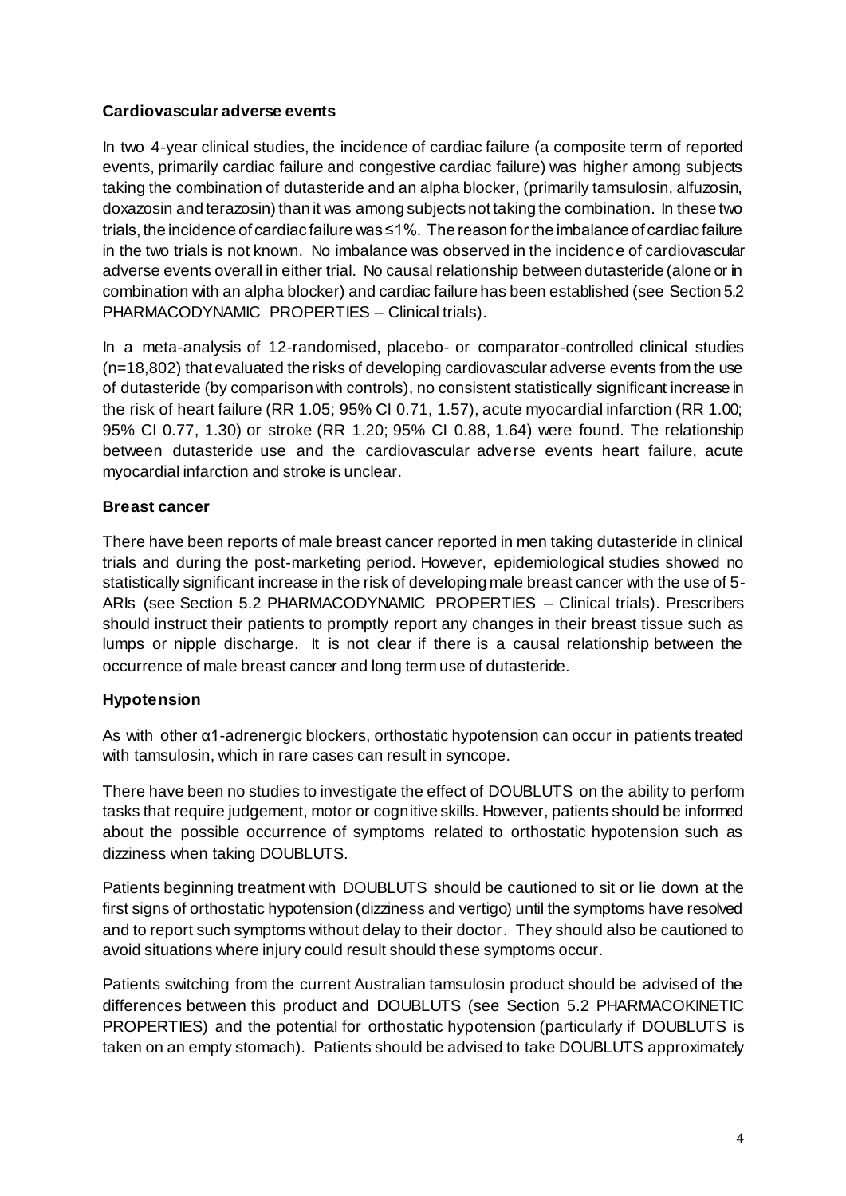**Cardiovascular adverse events**

In two 4-year clinical studies, the incidence of cardiac failure (a composite term of reported events, primarily cardiac failure and congestive cardiac failure) was higher among subjects taking the combination of dutasteride and an alpha blocker, (primarily tamsulosin, alfuzosin, doxazosin and terazosin) than it was among subjects not taking the combination. In these two trials, the incidence of cardiac failure was ≤1%. The reason for the imbalance of cardiac failure in the two trials is not known. No imbalance was observed in the incidence of cardiovascular adverse events overall in either trial. No causal relationship between dutasteride (alone or in combination with an alpha blocker) and cardiac failure has been established (see Section 5.2 PHARMACODYNAMIC PROPERTIES – Clinical trials).

In a meta-analysis of 12-randomised, placebo- or comparator-controlled clinical studies (n=18,802) that evaluated the risks of developing cardiovascular adverse events from the use of dutasteride (by comparison with controls), no consistent statistically significant increase in the risk of heart failure (RR 1.05; 95% CI 0.71, 1.57), acute myocardial infarction (RR 1.00; 95% CI 0.77, 1.30) or stroke (RR 1.20; 95% CI 0.88, 1.64) were found. The relationship between dutasteride use and the cardiovascular adverse events heart failure, acute myocardial infarction and stroke is unclear.

**Breast cancer**

There have been reports of male breast cancer reported in men taking dutasteride in clinical trials and during the post-marketing period. However, epidemiological studies showed no statistically significant increase in the risk of developing male breast cancer with the use of 5-ARIs (see Section 5.2 PHARMACODYNAMIC PROPERTIES – Clinical trials). Prescribers should instruct their patients to promptly report any changes in their breast tissue such as lumps or nipple discharge. It is not clear if there is a causal relationship between the occurrence of male breast cancer and long term use of dutasteride.

**Hypotension**

As with other α1-adrenergic blockers, orthostatic hypotension can occur in patients treated with tamsulosin, which in rare cases can result in syncope.

There have been no studies to investigate the effect of DOUBLUTS on the ability to perform tasks that require judgement, motor or cognitive skills. However, patients should be informed about the possible occurrence of symptoms related to orthostatic hypotension such as dizziness when taking DOUBLUTS.

Patients beginning treatment with DOUBLUTS should be cautioned to sit or lie down at the first signs of orthostatic hypotension (dizziness and vertigo) until the symptoms have resolved and to report such symptoms without delay to their doctor. They should also be cautioned to avoid situations where injury could result should these symptoms occur.

Patients switching from the current Australian tamsulosin product should be advised of the differences between this product and DOUBLUTS (see Section 5.2 PHARMACOKINETIC PROPERTIES) and the potential for orthostatic hypotension (particularly if DOUBLUTS is taken on an empty stomach). Patients should be advised to take DOUBLUTS approximately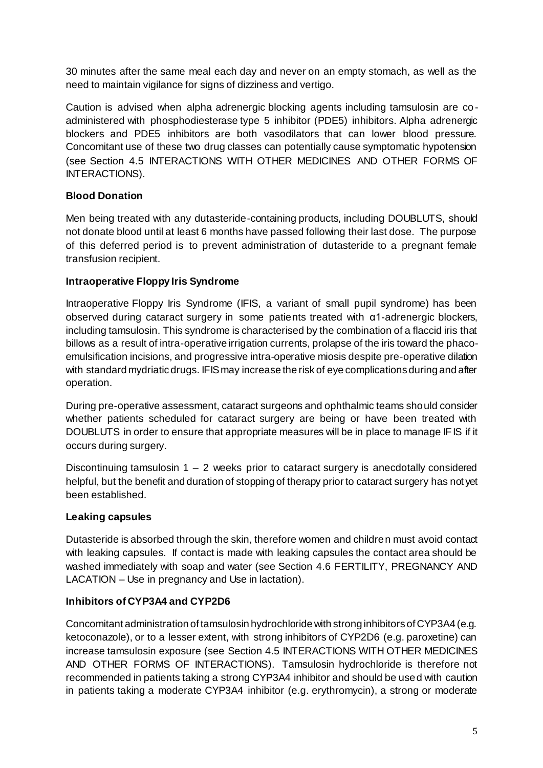30 minutes after the same meal each day and never on an empty stomach, as well as the need to maintain vigilance for signs of dizziness and vertigo.

Caution is advised when alpha adrenergic blocking agents including tamsulosin are co-administered with phosphodiesterase type 5 inhibitor (PDE5) inhibitors. Alpha adrenergic blockers and PDE5 inhibitors are both vasodilators that can lower blood pressure. Concomitant use of these two drug classes can potentially cause symptomatic hypotension (see Section 4.5 INTERACTIONS WITH OTHER MEDICINES AND OTHER FORMS OF INTERACTIONS).

**Blood Donation**

Men being treated with any dutasteride-containing products, including DOUBLUTS, should not donate blood until at least 6 months have passed following their last dose. The purpose of this deferred period is to prevent administration of dutasteride to a pregnant female transfusion recipient.

**Intraoperative Floppy Iris Syndrome**

Intraoperative Floppy Iris Syndrome (IFIS, a variant of small pupil syndrome) has been observed during cataract surgery in some patients treated with α1-adrenergic blockers, including tamsulosin. This syndrome is characterised by the combination of a flaccid iris that billows as a result of intra-operative irrigation currents, prolapse of the iris toward the phaco-emulsification incisions, and progressive intra-operative miosis despite pre-operative dilation with standard mydriatic drugs. IFIS may increase the risk of eye complications during and after operation.

During pre-operative assessment, cataract surgeons and ophthalmic teams should consider whether patients scheduled for cataract surgery are being or have been treated with DOUBLUTS in order to ensure that appropriate measures will be in place to manage IFIS if it occurs during surgery.

Discontinuing tamsulosin 1 – 2 weeks prior to cataract surgery is anecdotally considered helpful, but the benefit and duration of stopping of therapy prior to cataract surgery has not yet been established.

**Leaking capsules**

Dutasteride is absorbed through the skin, therefore women and children must avoid contact with leaking capsules. If contact is made with leaking capsules the contact area should be washed immediately with soap and water (see Section 4.6 FERTILITY, PREGNANCY AND LACATION – Use in pregnancy and Use in lactation).

**Inhibitors of CYP3A4 and CYP2D6**

Concomitant administration of tamsulosin hydrochloride with strong inhibitors of CYP3A4 (e.g. ketoconazole), or to a lesser extent, with strong inhibitors of CYP2D6 (e.g. paroxetine) can increase tamsulosin exposure (see Section 4.5 INTERACTIONS WITH OTHER MEDICINES AND OTHER FORMS OF INTERACTIONS). Tamsulosin hydrochloride is therefore not recommended in patients taking a strong CYP3A4 inhibitor and should be used with caution in patients taking a moderate CYP3A4 inhibitor (e.g. erythromycin), a strong or moderate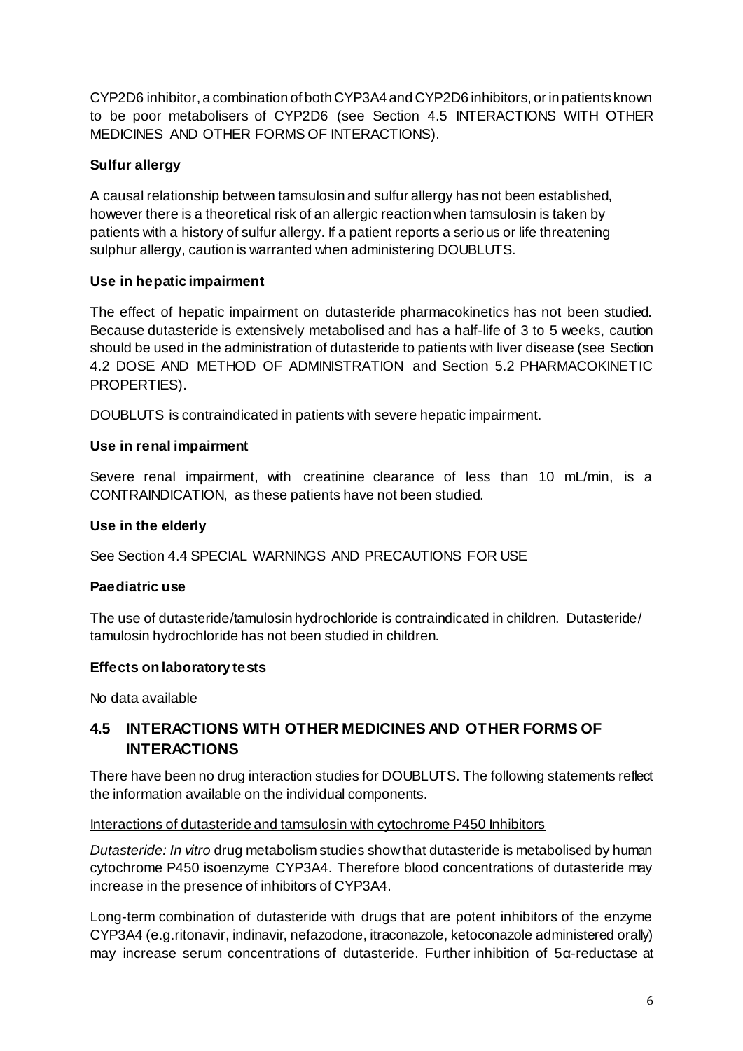CYP2D6 inhibitor, a combination of both CYP3A4 and CYP2D6 inhibitors, or in patients known to be poor metabolisers of CYP2D6 (see Section 4.5 INTERACTIONS WITH OTHER MEDICINES AND OTHER FORMS OF INTERACTIONS).

**Sulfur allergy**

A causal relationship between tamsulosin and sulfur allergy has not been established, however there is a theoretical risk of an allergic reaction when tamsulosin is taken by patients with a history of sulfur allergy. If a patient reports a serious or life threatening sulphur allergy, caution is warranted when administering DOUBLUTS.

**Use in hepatic impairment**

The effect of hepatic impairment on dutasteride pharmacokinetics has not been studied. Because dutasteride is extensively metabolised and has a half-life of 3 to 5 weeks, caution should be used in the administration of dutasteride to patients with liver disease (see Section 4.2 DOSE AND METHOD OF ADMINISTRATION and Section 5.2 PHARMACOKINETIC PROPERTIES).

DOUBLUTS is contraindicated in patients with severe hepatic impairment.

**Use in renal impairment**

Severe renal impairment, with creatinine clearance of less than 10 mL/min, is a CONTRAINDICATION, as these patients have not been studied.

**Use in the elderly**

See Section 4.4 SPECIAL WARNINGS AND PRECAUTIONS FOR USE

**Paediatric use**

The use of dutasteride/tamulosin hydrochloride is contraindicated in children. Dutasteride/ tamulosin hydrochloride has not been studied in children.

**Effects on laboratory tests**

No data available

## 4.5 INTERACTIONS WITH OTHER MEDICINES AND OTHER FORMS OF INTERACTIONS

There have been no drug interaction studies for DOUBLUTS. The following statements reflect the information available on the individual components.

Interactions of dutasteride and tamsulosin with cytochrome P450 Inhibitors

*Dutasteride: In vitro* drug metabolism studies show that dutasteride is metabolised by human cytochrome P450 isoenzyme CYP3A4. Therefore blood concentrations of dutasteride may increase in the presence of inhibitors of CYP3A4.

Long-term combination of dutasteride with drugs that are potent inhibitors of the enzyme CYP3A4 (e.g.ritonavir, indinavir, nefazodone, itraconazole, ketoconazole administered orally) may increase serum concentrations of dutasteride. Further inhibition of 5α-reductase at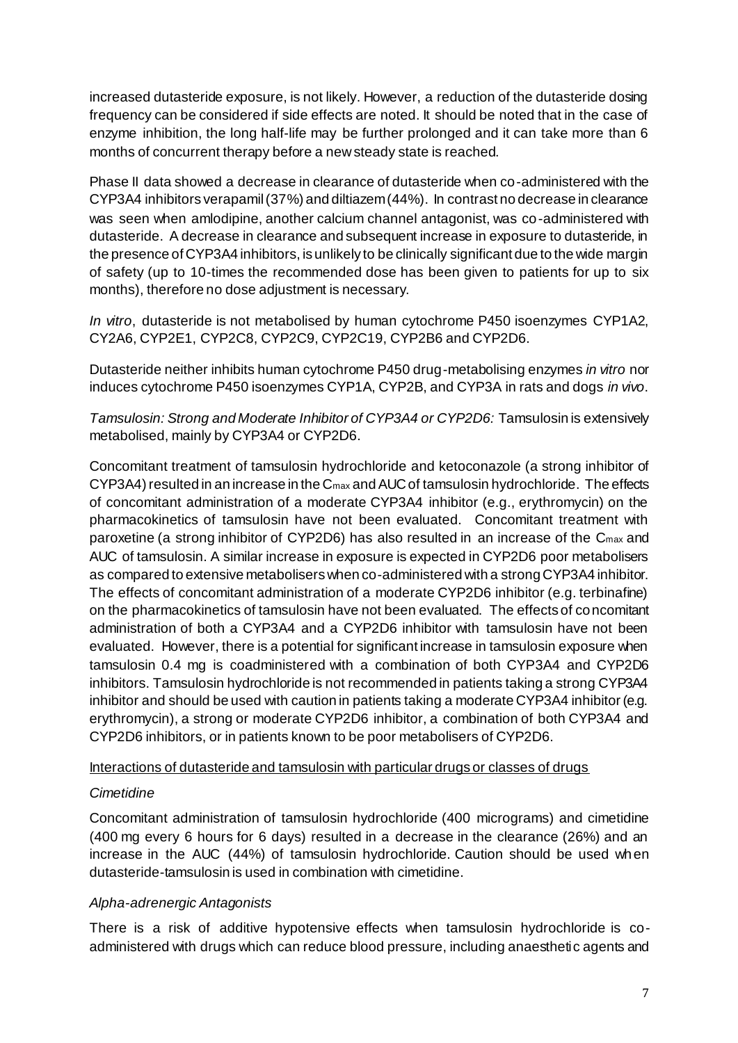increased dutasteride exposure, is not likely. However, a reduction of the dutasteride dosing frequency can be considered if side effects are noted. It should be noted that in the case of enzyme inhibition, the long half-life may be further prolonged and it can take more than 6 months of concurrent therapy before a new steady state is reached.

Phase II data showed a decrease in clearance of dutasteride when co-administered with the CYP3A4 inhibitors verapamil (37%) and diltiazem (44%). In contrast no decrease in clearance was seen when amlodipine, another calcium channel antagonist, was co-administered with dutasteride. A decrease in clearance and subsequent increase in exposure to dutasteride, in the presence of CYP3A4 inhibitors, is unlikely to be clinically significant due to the wide margin of safety (up to 10-times the recommended dose has been given to patients for up to six months), therefore no dose adjustment is necessary.

*In vitro*, dutasteride is not metabolised by human cytochrome P450 isoenzymes CYP1A2, CYP2A6, CYP2E1, CYP2C8, CYP2C9, CYP2C19, CYP2B6 and CYP2D6.

Dutasteride neither inhibits human cytochrome P450 drug-metabolising enzymes *in vitro* nor induces cytochrome P450 isoenzymes CYP1A, CYP2B, and CYP3A in rats and dogs *in vivo*.

*Tamsulosin: Strong and Moderate Inhibitor of CYP3A4 or CYP2D6:* Tamsulosin is extensively metabolised, mainly by CYP3A4 or CYP2D6.

Concomitant treatment of tamsulosin hydrochloride and ketoconazole (a strong inhibitor of CYP3A4) resulted in an increase in the $C_{max}$ and AUC of tamsulosin hydrochloride. The effects of concomitant administration of a moderate CYP3A4 inhibitor (e.g., erythromycin) on the pharmacokinetics of tamsulosin have not been evaluated. Concomitant treatment with paroxetine (a strong inhibitor of CYP2D6) has also resulted in an increase of the $C_{max}$ and AUC of tamsulosin. A similar increase in exposure is expected in CYP2D6 poor metabolisers as compared to extensive metabolisers when co-administered with a strong CYP3A4 inhibitor. The effects of concomitant administration of a moderate CYP2D6 inhibitor (e.g. terbinafine) on the pharmacokinetics of tamsulosin have not been evaluated. The effects of concomitant administration of both a CYP3A4 and a CYP2D6 inhibitor with tamsulosin have not been evaluated. However, there is a potential for significant increase in tamsulosin exposure when tamsulosin 0.4 mg is coadministered with a combination of both CYP3A4 and CYP2D6 inhibitors. Tamsulosin hydrochloride is not recommended in patients taking a strong CYP3A4 inhibitor and should be used with caution in patients taking a moderate CYP3A4 inhibitor (e.g. erythromycin), a strong or moderate CYP2D6 inhibitor, a combination of both CYP3A4 and CYP2D6 inhibitors, or in patients known to be poor metabolisers of CYP2D6.

Interactions of dutasteride and tamsulosin with particular drugs or classes of drugs

*Cimetidine*

Concomitant administration of tamsulosin hydrochloride (400 micrograms) and cimetidine (400 mg every 6 hours for 6 days) resulted in a decrease in the clearance (26%) and an increase in the AUC (44%) of tamsulosin hydrochloride. Caution should be used when dutasteride-tamsulosin is used in combination with cimetidine.

*Alpha-adrenergic Antagonists*

There is a risk of additive hypotensive effects when tamsulosin hydrochloride is co-administered with drugs which can reduce blood pressure, including anaesthetic agents and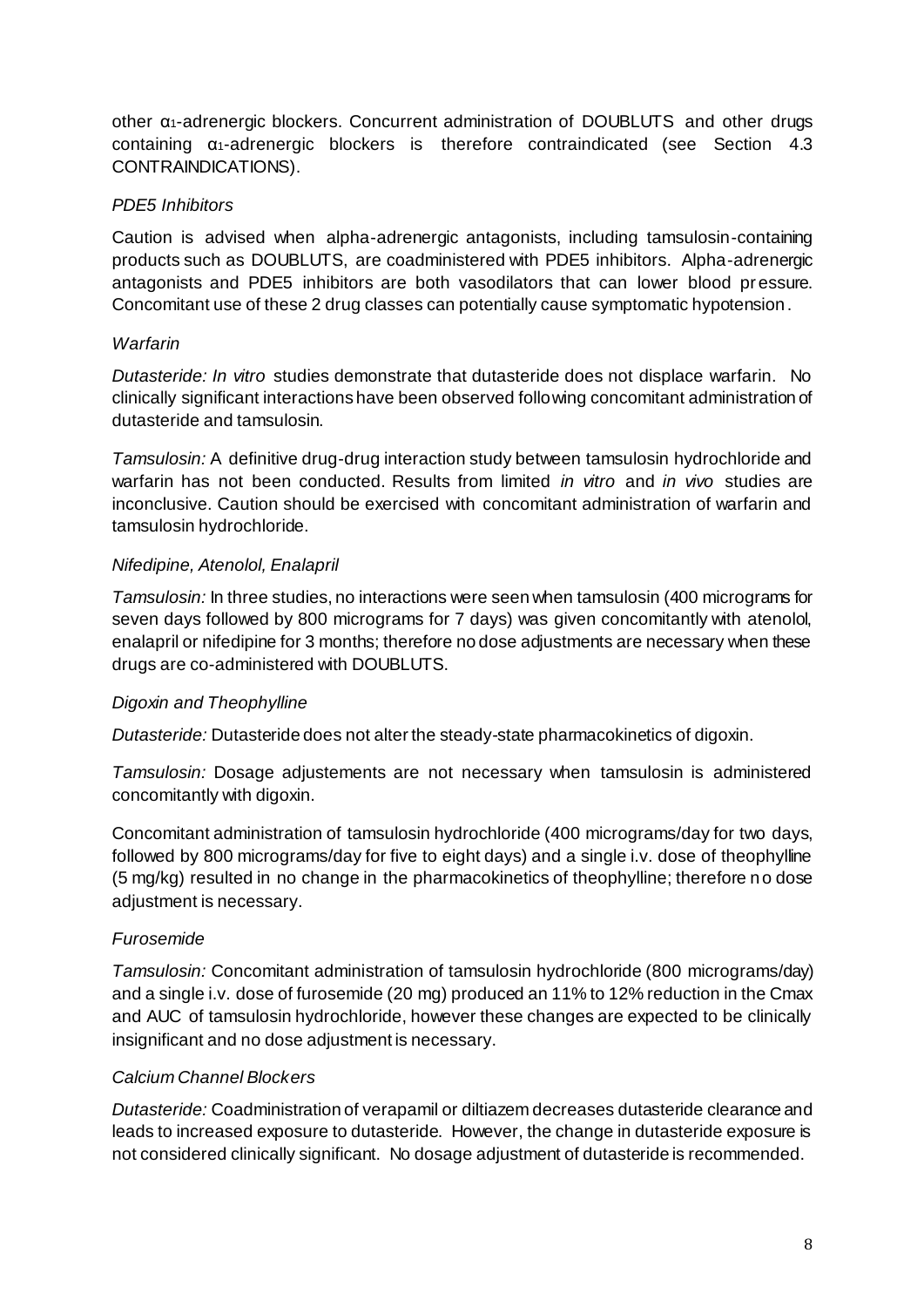other $\alpha_1$-adrenergic blockers. Concurrent administration of DOUBLUTS and other drugs containing $\alpha_1$-adrenergic blockers is therefore contraindicated (see Section 4.3 CONTRAINDICATIONS).

*PDE5 Inhibitors*

Caution is advised when alpha-adrenergic antagonists, including tamsulosin-containing products such as DOUBLUTS, are coadministered with PDE5 inhibitors. Alpha-adrenergic antagonists and PDE5 inhibitors are both vasodilators that can lower blood pressure. Concomitant use of these 2 drug classes can potentially cause symptomatic hypotension.

*Warfarin*

*Dutasteride: In vitro* studies demonstrate that dutasteride does not displace warfarin. No clinically significant interactions have been observed following concomitant administration of dutasteride and tamsulosin.

*Tamsulosin:* A definitive drug-drug interaction study between tamsulosin hydrochloride and warfarin has not been conducted. Results from limited *in vitro* and *in vivo* studies are inconclusive. Caution should be exercised with concomitant administration of warfarin and tamsulosin hydrochloride.

*Nifedipine, Atenolol, Enalapril*

*Tamsulosin:* In three studies, no interactions were seen when tamsulosin (400 micrograms for seven days followed by 800 micrograms for 7 days) was given concomitantly with atenolol, enalapril or nifedipine for 3 months; therefore no dose adjustments are necessary when these drugs are co-administered with DOUBLUTS.

*Digoxin and Theophylline*

*Dutasteride:* Dutasteride does not alter the steady-state pharmacokinetics of digoxin.

*Tamsulosin:* Dosage adjustements are not necessary when tamsulosin is administered concomitantly with digoxin.

Concomitant administration of tamsulosin hydrochloride (400 micrograms/day for two days, followed by 800 micrograms/day for five to eight days) and a single i.v. dose of theophylline (5 mg/kg) resulted in no change in the pharmacokinetics of theophylline; therefore no dose adjustment is necessary.

*Furosemide*

*Tamsulosin:* Concomitant administration of tamsulosin hydrochloride (800 micrograms/day) and a single i.v. dose of furosemide (20 mg) produced an 11% to 12% reduction in the Cmax and AUC of tamsulosin hydrochloride, however these changes are expected to be clinically insignificant and no dose adjustment is necessary.

*Calcium Channel Blockers*

*Dutasteride:* Coadministration of verapamil or diltiazem decreases dutasteride clearance and leads to increased exposure to dutasteride. However, the change in dutasteride exposure is not considered clinically significant. No dosage adjustment of dutasteride is recommended.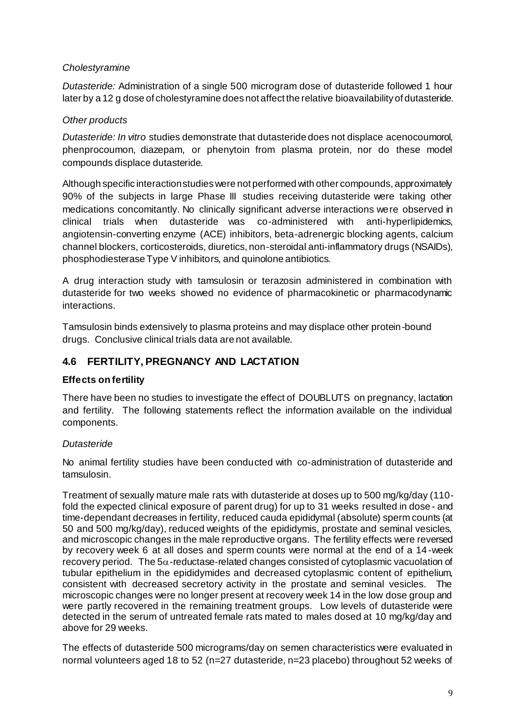*Cholestyramine*

*Dutasteride:* Administration of a single 500 microgram dose of dutasteride followed 1 hour later by a 12 g dose of cholestyramine does not affect the relative bioavailability of dutasteride.

*Other products*

*Dutasteride: In vitro* studies demonstrate that dutasteride does not displace acenocoumorol, phenprocoumon, diazepam, or phenytoin from plasma protein, nor do these model compounds displace dutasteride.

Although specific interaction studies were not performed with other compounds, approximately 90% of the subjects in large Phase III studies receiving dutasteride were taking other medications concomitantly. No clinically significant adverse interactions were observed in clinical trials when dutasteride was co-administered with anti-hyperlipidemics, angiotensin-converting enzyme (ACE) inhibitors, beta-adrenergic blocking agents, calcium channel blockers, corticosteroids, diuretics, non-steroidal anti-inflammatory drugs (NSAIDs), phosphodiesterase Type V inhibitors, and quinolone antibiotics.

A drug interaction study with tamsulosin or terazosin administered in combination with dutasteride for two weeks showed no evidence of pharmacokinetic or pharmacodynamic interactions.

Tamsulosin binds extensively to plasma proteins and may displace other protein-bound drugs. Conclusive clinical trials data are not available.

## 4.6 FERTILITY, PREGNANCY AND LACTATION

### Effects on fertility

There have been no studies to investigate the effect of DOUBLUTS on pregnancy, lactation and fertility. The following statements reflect the information available on the individual components.

*Dutasteride*

No animal fertility studies have been conducted with co-administration of dutasteride and tamsulosin.

Treatment of sexually mature male rats with dutasteride at doses up to 500 mg/kg/day (110-fold the expected clinical exposure of parent drug) for up to 31 weeks resulted in dose- and time-dependant decreases in fertility, reduced cauda epididymal (absolute) sperm counts (at 50 and 500 mg/kg/day), reduced weights of the epididymis, prostate and seminal vesicles, and microscopic changes in the male reproductive organs. The fertility effects were reversed by recovery week 6 at all doses and sperm counts were normal at the end of a 14-week recovery period. The $5\alpha$-reductase-related changes consisted of cytoplasmic vacuolation of tubular epithelium in the epididymides and decreased cytoplasmic content of epithelium, consistent with decreased secretory activity in the prostate and seminal vesicles. The microscopic changes were no longer present at recovery week 14 in the low dose group and were partly recovered in the remaining treatment groups. Low levels of dutasteride were detected in the serum of untreated female rats mated to males dosed at 10 mg/kg/day and above for 29 weeks.

The effects of dutasteride 500 micrograms/day on semen characteristics were evaluated in normal volunteers aged 18 to 52 (n=27 dutasteride, n=23 placebo) throughout 52 weeks of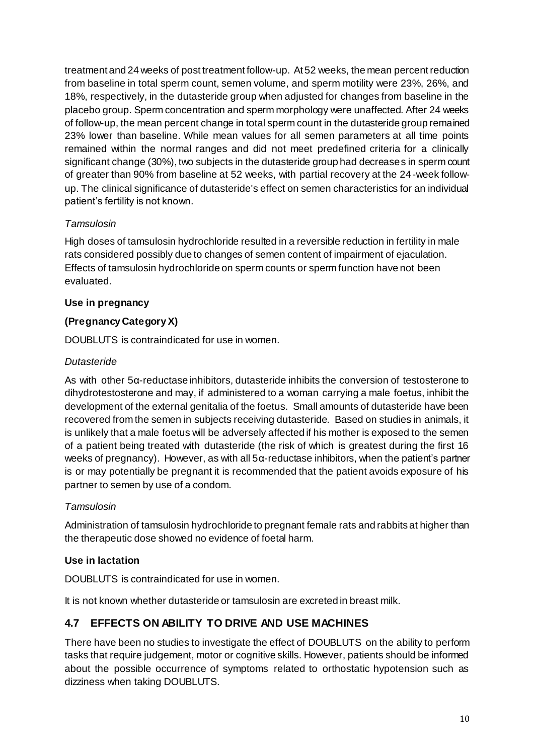treatment and 24 weeks of post treatment follow-up. At 52 weeks, the mean percent reduction from baseline in total sperm count, semen volume, and sperm motility were 23%, 26%, and 18%, respectively, in the dutasteride group when adjusted for changes from baseline in the placebo group. Sperm concentration and sperm morphology were unaffected. After 24 weeks of follow-up, the mean percent change in total sperm count in the dutasteride group remained 23% lower than baseline. While mean values for all semen parameters at all time points remained within the normal ranges and did not meet predefined criteria for a clinically significant change (30%), two subjects in the dutasteride group had decreases in sperm count of greater than 90% from baseline at 52 weeks, with partial recovery at the 24-week follow-up. The clinical significance of dutasteride's effect on semen characteristics for an individual patient's fertility is not known.

*Tamsulosin*

High doses of tamsulosin hydrochloride resulted in a reversible reduction in fertility in male rats considered possibly due to changes of semen content of impairment of ejaculation. Effects of tamsulosin hydrochloride on sperm counts or sperm function have not been evaluated.

**Use in pregnancy**

**(Pregnancy Category X)**

DOUBLUTS is contraindicated for use in women.

*Dutasteride*

As with other 5α-reductase inhibitors, dutasteride inhibits the conversion of testosterone to dihydrotestosterone and may, if administered to a woman carrying a male foetus, inhibit the development of the external genitalia of the foetus. Small amounts of dutasteride have been recovered from the semen in subjects receiving dutasteride. Based on studies in animals, it is unlikely that a male foetus will be adversely affected if his mother is exposed to the semen of a patient being treated with dutasteride (the risk of which is greatest during the first 16 weeks of pregnancy). However, as with all 5α-reductase inhibitors, when the patient's partner is or may potentially be pregnant it is recommended that the patient avoids exposure of his partner to semen by use of a condom.

*Tamsulosin*

Administration of tamsulosin hydrochloride to pregnant female rats and rabbits at higher than the therapeutic dose showed no evidence of foetal harm.

**Use in lactation**

DOUBLUTS is contraindicated for use in women.

It is not known whether dutasteride or tamsulosin are excreted in breast milk.

## 4.7 EFFECTS ON ABILITY TO DRIVE AND USE MACHINES

There have been no studies to investigate the effect of DOUBLUTS on the ability to perform tasks that require judgement, motor or cognitive skills. However, patients should be informed about the possible occurrence of symptoms related to orthostatic hypotension such as dizziness when taking DOUBLUTS.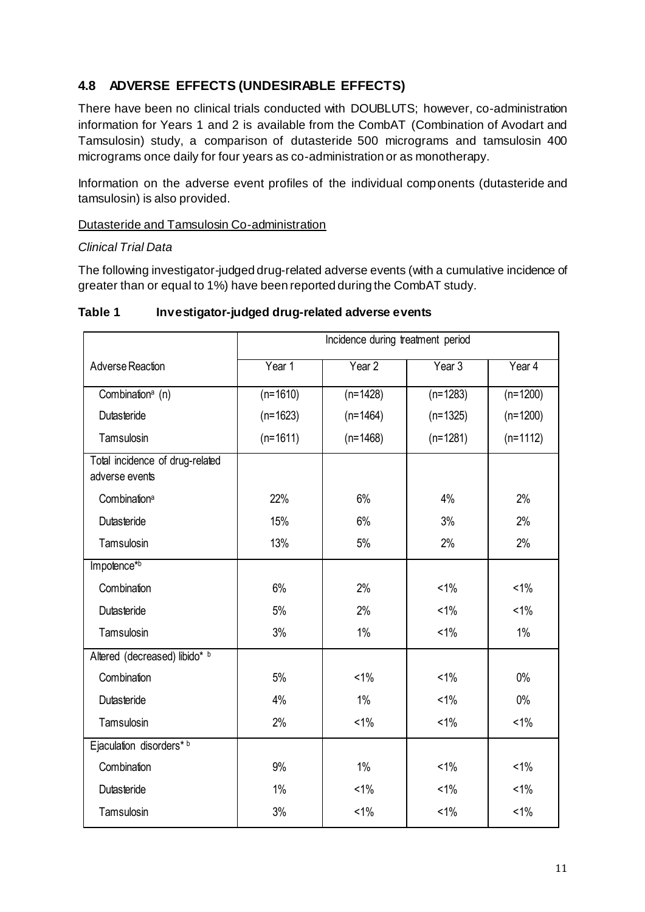## 4.8 ADVERSE EFFECTS (UNDESIRABLE EFFECTS)

There have been no clinical trials conducted with DOUBLUTS; however, co-administration information for Years 1 and 2 is available from the CombAT (Combination of Avodart and Tamsulosin) study, a comparison of dutasteride 500 micrograms and tamsulosin 400 micrograms once daily for four years as co-administration or as monotherapy.

Information on the adverse event profiles of the individual components (dutasteride and tamsulosin) is also provided.

Dutasteride and Tamsulosin Co-administration

*Clinical Trial Data*

The following investigator-judged drug-related adverse events (with a cumulative incidence of greater than or equal to 1%) have been reported during the CombAT study.

**Table 1 Investigator-judged drug-related adverse events**

| | Incidence during treatment period | | | |
|---|---|---|---|---|
| Adverse Reaction | Year 1 | Year 2 | Year 3 | Year 4 |
| Combination[a] (n) | (n=1610) | (n=1428) | (n=1283) | (n=1200) |
| Dutasteride | (n=1623) | (n=1464) | (n=1325) | (n=1200) |
| Tamsulosin | (n=1611) | (n=1468) | (n=1281) | (n=1112) |
| Total incidence of drug-related adverse events | | | | |
| Combination[a] | 22% | 6% | 4% | 2% |
| Dutasteride | 15% | 6% | 3% | 2% |
| Tamsulosin | 13% | 5% | 2% | 2% |
| Impotence*[b] | | | | |
| Combination | 6% | 2% | <1% | <1% |
| Dutasteride | 5% | 2% | <1% | <1% |
| Tamsulosin | 3% | 1% | <1% | 1% |
| Altered (decreased) libido*[b] | | | | |
| Combination | 5% | <1% | <1% | 0% |
| Dutasteride | 4% | 1% | <1% | 0% |
| Tamsulosin | 2% | <1% | <1% | <1% |
| Ejaculation disorders*[b] | | | | |
| Combination | 9% | 1% | <1% | <1% |
| Dutasteride | 1% | <1% | <1% | <1% |
| Tamsulosin | 3% | <1% | <1% | <1% |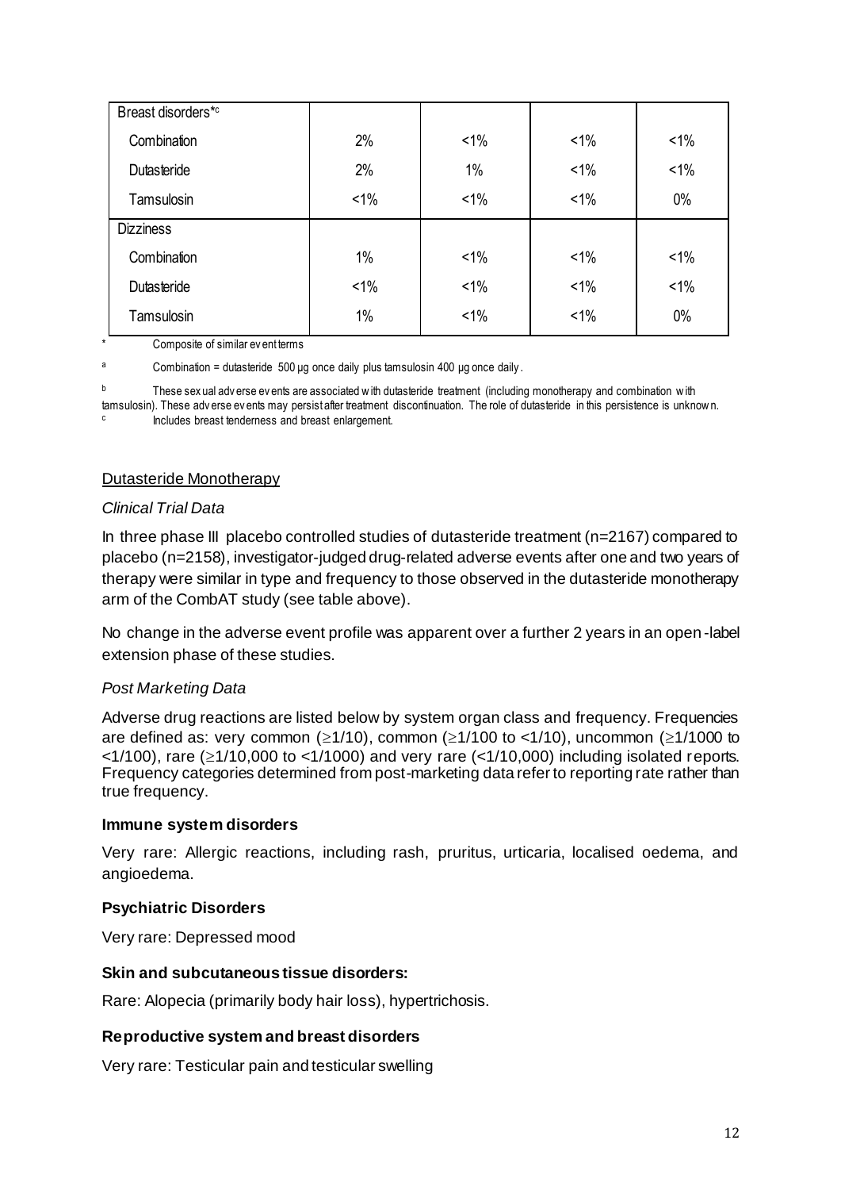| Breast disorders*[c] | | | | |
|---|---|---|---|---|
| Combination | 2% | <1% | <1% | <1% |
| Dutasteride | 2% | 1% | <1% | <1% |
| Tamsulosin | <1% | <1% | <1% | 0% |
| **Dizziness** | | | | |
| Combination | 1% | <1% | <1% | <1% |
| Dutasteride | <1% | <1% | <1% | <1% |
| Tamsulosin | 1% | <1% | <1% | 0% |

\* Composite of similar event terms

[a] Combination = dutasteride 500 µg once daily plus tamsulosin 400 µg once daily.

[b] These sexual adverse events are associated with dutasteride treatment (including monotherapy and combination with tamsulosin). These adverse events may persist after treatment discontinuation. The role of dutasteride in this persistence is unknown.

[c] Includes breast tenderness and breast enlargement.

Dutasteride Monotherapy

*Clinical Trial Data*

In three phase III placebo controlled studies of dutasteride treatment (n=2167) compared to placebo (n=2158), investigator-judged drug-related adverse events after one and two years of therapy were similar in type and frequency to those observed in the dutasteride monotherapy arm of the CombAT study (see table above).

No change in the adverse event profile was apparent over a further 2 years in an open-label extension phase of these studies.

*Post Marketing Data*

Adverse drug reactions are listed below by system organ class and frequency. Frequencies are defined as: very common ($\geq$1/10), common ($\geq$1/100 to <1/10), uncommon ($\geq$1/1000 to <1/100), rare ($\geq$1/10,000 to <1/1000) and very rare (<1/10,000) including isolated reports. Frequency categories determined from post-marketing data refer to reporting rate rather than true frequency.

**Immune system disorders**

Very rare: Allergic reactions, including rash, pruritus, urticaria, localised oedema, and angioedema.

**Psychiatric Disorders**

Very rare: Depressed mood

**Skin and subcutaneous tissue disorders:**

Rare: Alopecia (primarily body hair loss), hypertrichosis.

**Reproductive system and breast disorders**

Very rare: Testicular pain and testicular swelling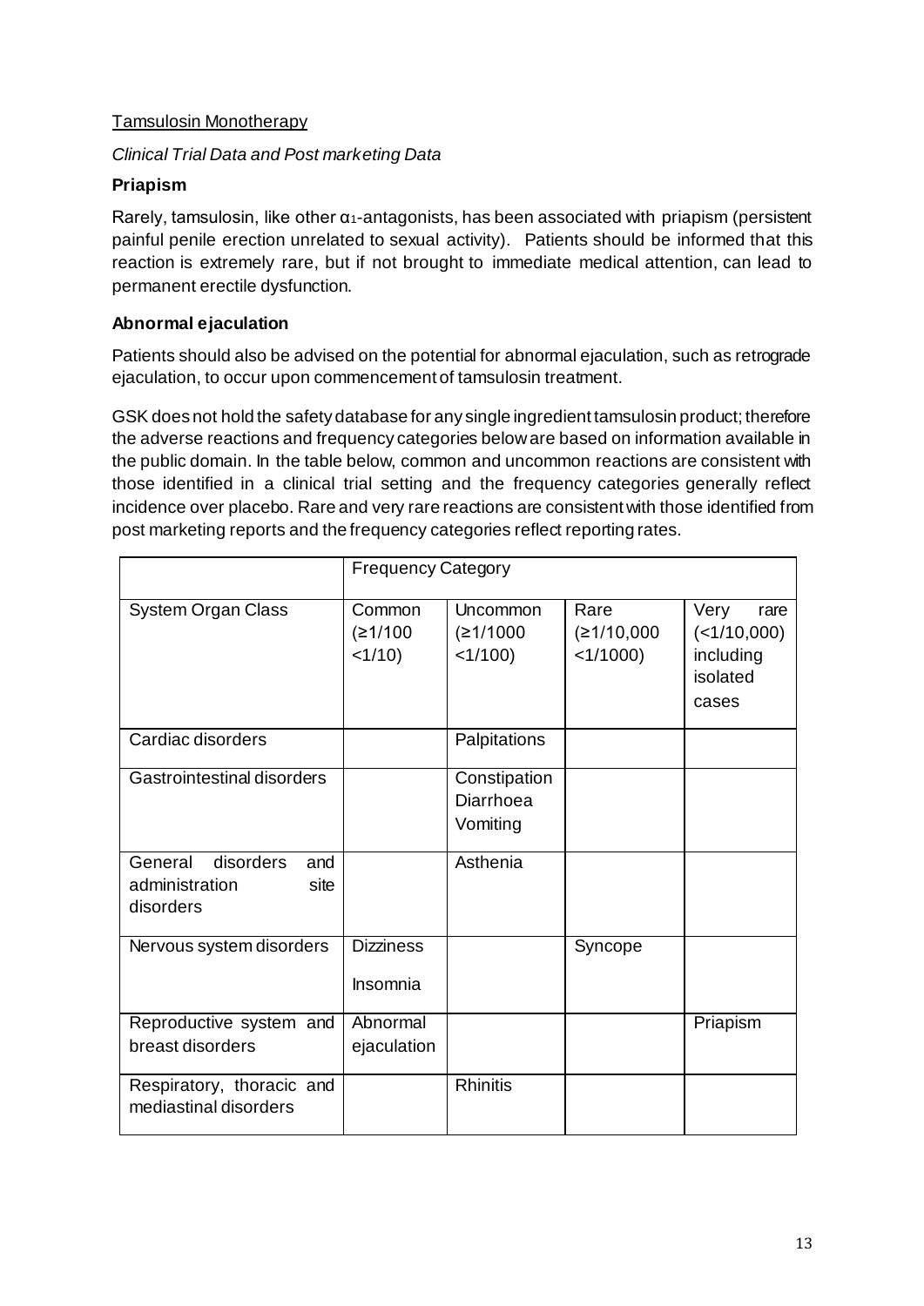Tamsulosin Monotherapy

*Clinical Trial Data and Post marketing Data*

**Priapism**

Rarely, tamsulosin, like other $\alpha_1$-antagonists, has been associated with priapism (persistent painful penile erection unrelated to sexual activity). Patients should be informed that this reaction is extremely rare, but if not brought to immediate medical attention, can lead to permanent erectile dysfunction.

**Abnormal ejaculation**

Patients should also be advised on the potential for abnormal ejaculation, such as retrograde ejaculation, to occur upon commencement of tamsulosin treatment.

GSK does not hold the safety database for any single ingredient tamsulosin product; therefore the adverse reactions and frequency categories below are based on information available in the public domain. In the table below, common and uncommon reactions are consistent with those identified in a clinical trial setting and the frequency categories generally reflect incidence over placebo. Rare and very rare reactions are consistent with those identified from post marketing reports and the frequency categories reflect reporting rates.

| | Frequency Category | | | |
|---|---|---|---|---|
| System Organ Class | Common (≥1/100 <1/10) | Uncommon (≥1/1000 <1/100) | Rare (≥1/10,000 <1/1000) | Very rare (<1/10,000) including isolated cases |
| Cardiac disorders | | Palpitations | | |
| Gastrointestinal disorders | | Constipation<br>Diarrhoea<br>Vomiting | | |
| General disorders and administration site disorders | | Asthenia | | |
| Nervous system disorders | Dizziness<br>Insomnia | | Syncope | |
| Reproductive system and breast disorders | Abnormal ejaculation | | | Priapism |
| Respiratory, thoracic and mediastinal disorders | | Rhinitis | | |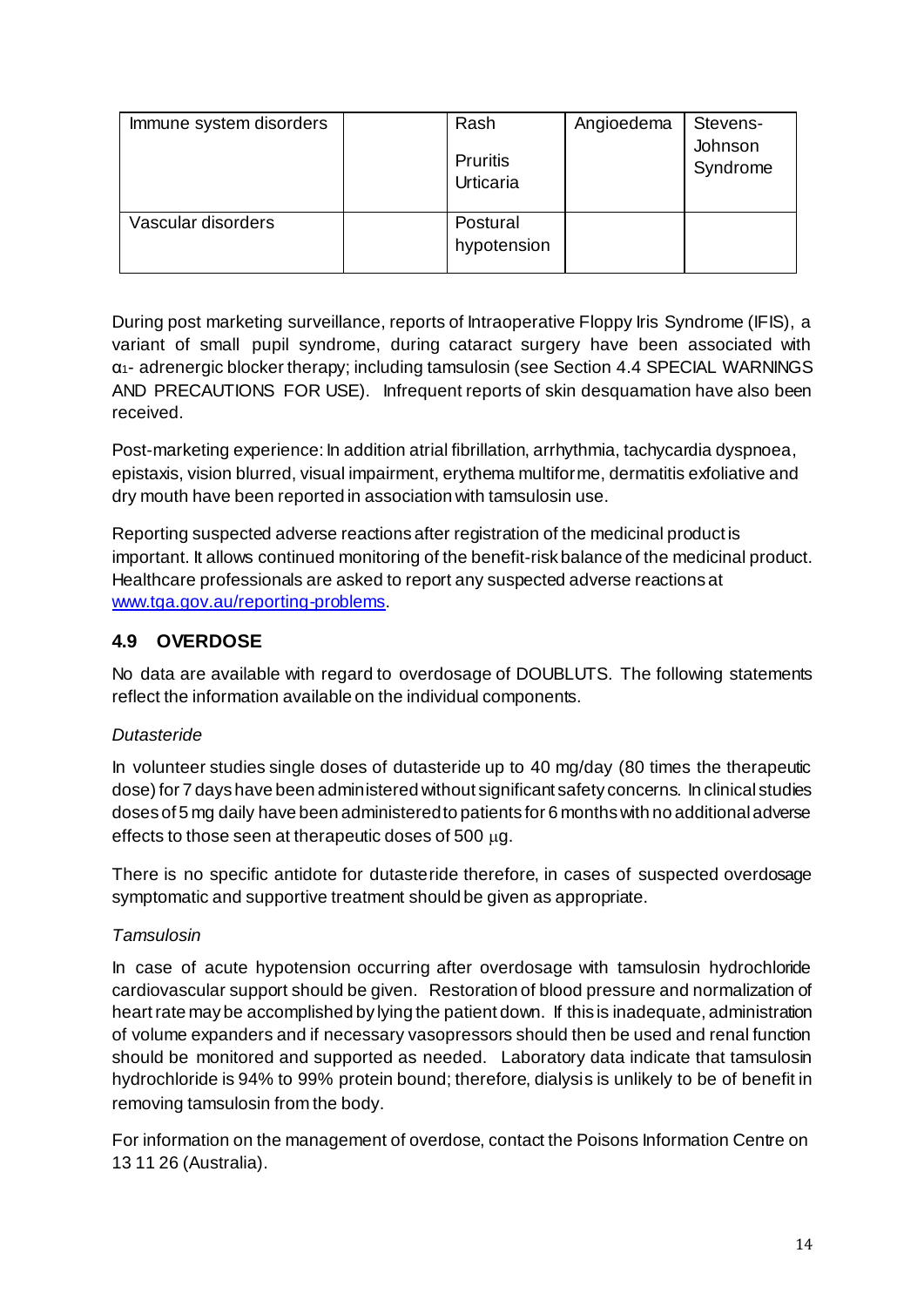| Immune system disorders | | Rash<br><br>Pruritis<br>Urticaria | Angioedema | Stevens-Johnson Syndrome |
|---|---|---|---|---|
| Vascular disorders | | Postural hypotension | | |

During post marketing surveillance, reports of Intraoperative Floppy Iris Syndrome (IFIS), a variant of small pupil syndrome, during cataract surgery have been associated with $\alpha_1$- adrenergic blocker therapy; including tamsulosin (see Section 4.4 SPECIAL WARNINGS AND PRECAUTIONS FOR USE). Infrequent reports of skin desquamation have also been received.

Post-marketing experience: In addition atrial fibrillation, arrhythmia, tachycardia dyspnoea, epistaxis, vision blurred, visual impairment, erythema multiforme, dermatitis exfoliative and dry mouth have been reported in association with tamsulosin use.

Reporting suspected adverse reactions after registration of the medicinal product is important. It allows continued monitoring of the benefit-risk balance of the medicinal product. Healthcare professionals are asked to report any suspected adverse reactions at [www.tga.gov.au/reporting-problems](http://www.tga.gov.au/reporting-problems).

## 4.9 OVERDOSE

No data are available with regard to overdosage of DOUBLUTS. The following statements reflect the information available on the individual components.

*Dutasteride*

In volunteer studies single doses of dutasteride up to 40 mg/day (80 times the therapeutic dose) for 7 days have been administered without significant safety concerns. In clinical studies doses of 5 mg daily have been administered to patients for 6 months with no additional adverse effects to those seen at therapeutic doses of 500 μg.

There is no specific antidote for dutasteride therefore, in cases of suspected overdosage symptomatic and supportive treatment should be given as appropriate.

*Tamsulosin*

In case of acute hypotension occurring after overdosage with tamsulosin hydrochloride cardiovascular support should be given. Restoration of blood pressure and normalization of heart rate may be accomplished by lying the patient down. If this is inadequate, administration of volume expanders and if necessary vasopressors should then be used and renal function should be monitored and supported as needed. Laboratory data indicate that tamsulosin hydrochloride is 94% to 99% protein bound; therefore, dialysis is unlikely to be of benefit in removing tamsulosin from the body.

For information on the management of overdose, contact the Poisons Information Centre on 13 11 26 (Australia).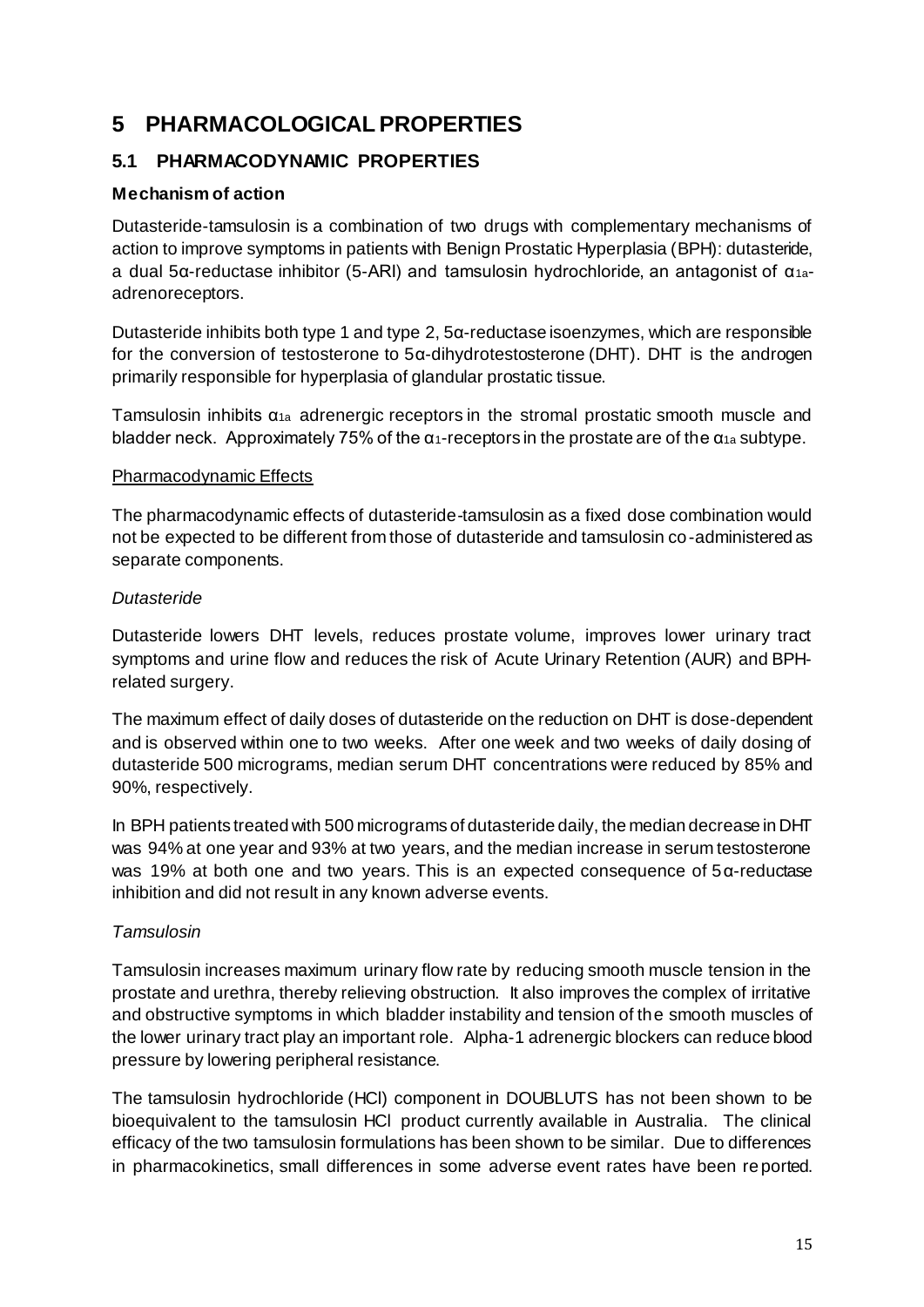# 5 PHARMACOLOGICAL PROPERTIES

## 5.1 PHARMACODYNAMIC PROPERTIES

### Mechanism of action

Dutasteride-tamsulosin is a combination of two drugs with complementary mechanisms of action to improve symptoms in patients with Benign Prostatic Hyperplasia (BPH): dutasteride, a dual 5α-reductase inhibitor (5-ARI) and tamsulosin hydrochloride, an antagonist of $\alpha_{1a}$-adrenoreceptors.

Dutasteride inhibits both type 1 and type 2, 5α-reductase isoenzymes, which are responsible for the conversion of testosterone to 5α-dihydrotestosterone (DHT). DHT is the androgen primarily responsible for hyperplasia of glandular prostatic tissue.

Tamsulosin inhibits $\alpha_{1a}$ adrenergic receptors in the stromal prostatic smooth muscle and bladder neck. Approximately 75% of the $\alpha_1$-receptors in the prostate are of the $\alpha_{1a}$ subtype.

<u>Pharmacodynamic Effects</u>

The pharmacodynamic effects of dutasteride-tamsulosin as a fixed dose combination would not be expected to be different from those of dutasteride and tamsulosin co-administered as separate components.

*Dutasteride*

Dutasteride lowers DHT levels, reduces prostate volume, improves lower urinary tract symptoms and urine flow and reduces the risk of Acute Urinary Retention (AUR) and BPH-related surgery.

The maximum effect of daily doses of dutasteride on the reduction on DHT is dose-dependent and is observed within one to two weeks. After one week and two weeks of daily dosing of dutasteride 500 micrograms, median serum DHT concentrations were reduced by 85% and 90%, respectively.

In BPH patients treated with 500 micrograms of dutasteride daily, the median decrease in DHT was 94% at one year and 93% at two years, and the median increase in serum testosterone was 19% at both one and two years. This is an expected consequence of 5α-reductase inhibition and did not result in any known adverse events.

*Tamsulosin*

Tamsulosin increases maximum urinary flow rate by reducing smooth muscle tension in the prostate and urethra, thereby relieving obstruction. It also improves the complex of irritative and obstructive symptoms in which bladder instability and tension of the smooth muscles of the lower urinary tract play an important role. Alpha-1 adrenergic blockers can reduce blood pressure by lowering peripheral resistance.

The tamsulosin hydrochloride (HCl) component in DOUBLUTS has not been shown to be bioequivalent to the tamsulosin HCl product currently available in Australia. The clinical efficacy of the two tamsulosin formulations has been shown to be similar. Due to differences in pharmacokinetics, small differences in some adverse event rates have been reported.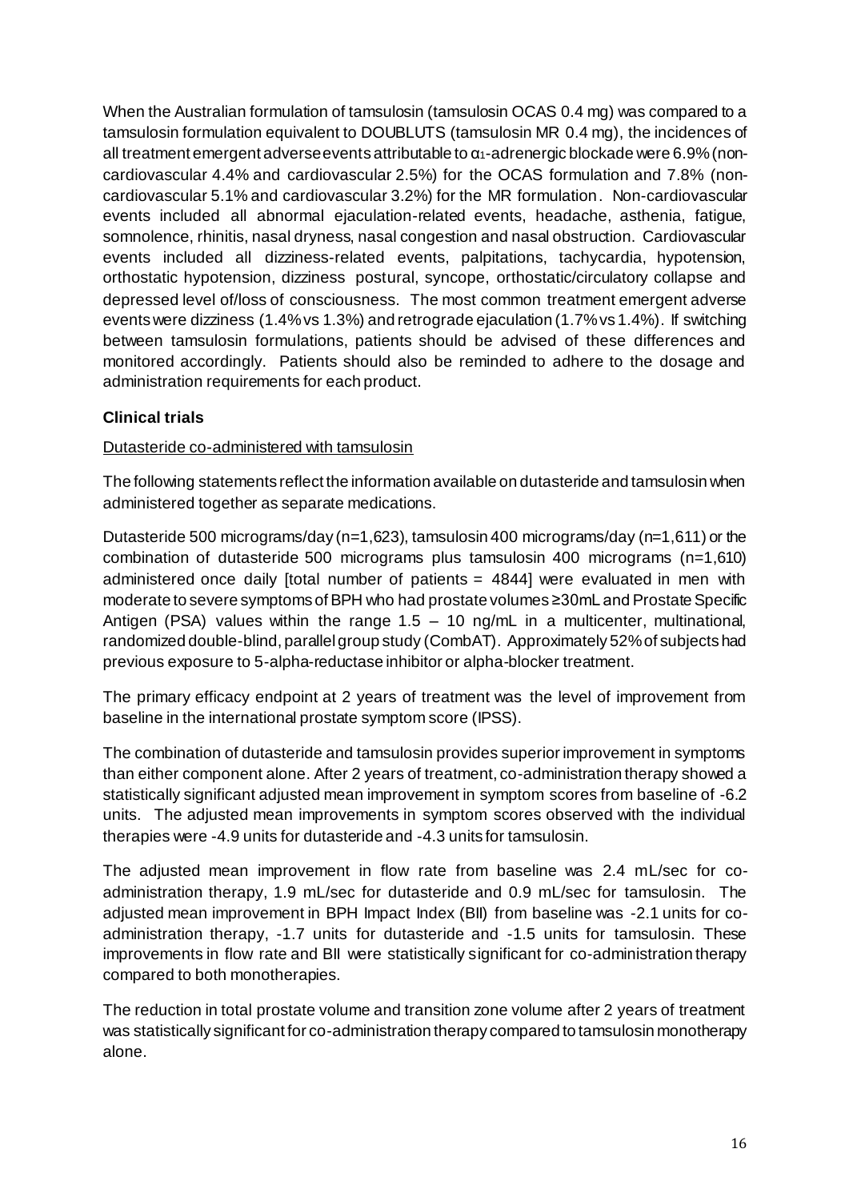When the Australian formulation of tamsulosin (tamsulosin OCAS 0.4 mg) was compared to a tamsulosin formulation equivalent to DOUBLUTS (tamsulosin MR 0.4 mg), the incidences of all treatment emergent adverse events attributable to $\alpha_1$-adrenergic blockade were 6.9% (non-cardiovascular 4.4% and cardiovascular 2.5%) for the OCAS formulation and 7.8% (non-cardiovascular 5.1% and cardiovascular 3.2%) for the MR formulation. Non-cardiovascular events included all abnormal ejaculation-related events, headache, asthenia, fatigue, somnolence, rhinitis, nasal dryness, nasal congestion and nasal obstruction. Cardiovascular events included all dizziness-related events, palpitations, tachycardia, hypotension, orthostatic hypotension, dizziness postural, syncope, orthostatic/circulatory collapse and depressed level of/loss of consciousness. The most common treatment emergent adverse events were dizziness (1.4% vs 1.3%) and retrograde ejaculation (1.7% vs 1.4%). If switching between tamsulosin formulations, patients should be advised of these differences and monitored accordingly. Patients should also be reminded to adhere to the dosage and administration requirements for each product.

**Clinical trials**

Dutasteride co-administered with tamsulosin

The following statements reflect the information available on dutasteride and tamsulosin when administered together as separate medications.

Dutasteride 500 micrograms/day (n=1,623), tamsulosin 400 micrograms/day (n=1,611) or the combination of dutasteride 500 micrograms plus tamsulosin 400 micrograms (n=1,610) administered once daily [total number of patients = 4844] were evaluated in men with moderate to severe symptoms of BPH who had prostate volumes ≥30mL and Prostate Specific Antigen (PSA) values within the range 1.5 – 10 ng/mL in a multicenter, multinational, randomized double-blind, parallel group study (CombAT). Approximately 52% of subjects had previous exposure to 5-alpha-reductase inhibitor or alpha-blocker treatment.

The primary efficacy endpoint at 2 years of treatment was the level of improvement from baseline in the international prostate symptom score (IPSS).

The combination of dutasteride and tamsulosin provides superior improvement in symptoms than either component alone. After 2 years of treatment, co-administration therapy showed a statistically significant adjusted mean improvement in symptom scores from baseline of -6.2 units. The adjusted mean improvements in symptom scores observed with the individual therapies were -4.9 units for dutasteride and -4.3 units for tamsulosin.

The adjusted mean improvement in flow rate from baseline was 2.4 mL/sec for co-administration therapy, 1.9 mL/sec for dutasteride and 0.9 mL/sec for tamsulosin. The adjusted mean improvement in BPH Impact Index (BII) from baseline was -2.1 units for co-administration therapy, -1.7 units for dutasteride and -1.5 units for tamsulosin. These improvements in flow rate and BII were statistically significant for co-administration therapy compared to both monotherapies.

The reduction in total prostate volume and transition zone volume after 2 years of treatment was statistically significant for co-administration therapy compared to tamsulosin monotherapy alone.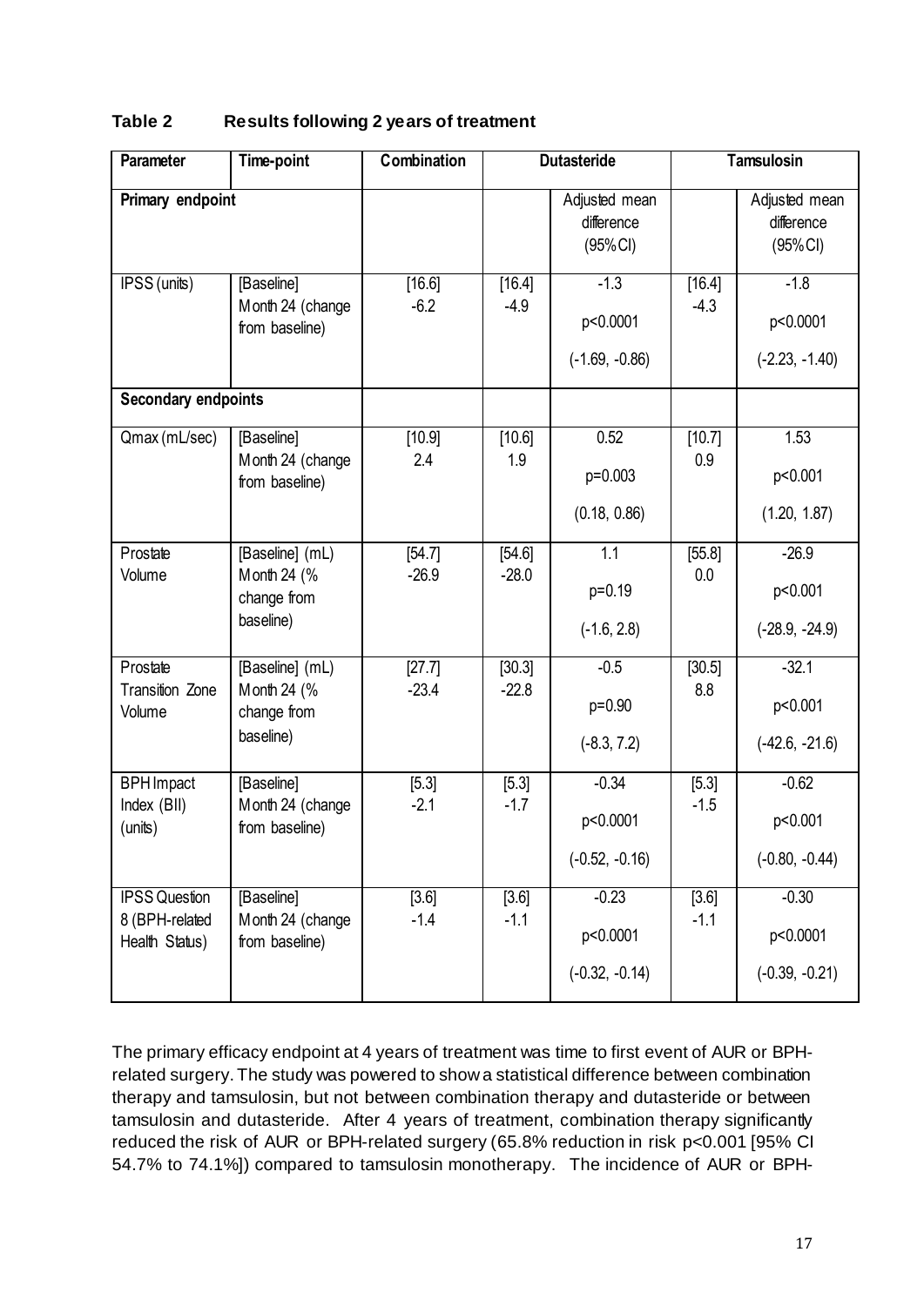**Table 2 Results following 2 years of treatment**

| Parameter | Time-point | Combination | Dutasteride | | Tamsulosin | |
|---|---|---|---|---|---|---|
| **Primary endpoint** | | | | Adjusted mean difference (95% CI) | | Adjusted mean difference (95% CI) |
| IPSS (units) | [Baseline] Month 24 (change from baseline) | [16.6] -6.2 | [16.4] -4.9 | -1.3 p<0.0001 (-1.69, -0.86) | [16.4] -4.3 | -1.8 p<0.0001 (-2.23, -1.40) |
| **Secondary endpoints** | | | | | | |
| Qmax (mL/sec) | [Baseline] Month 24 (change from baseline) | [10.9] 2.4 | [10.6] 1.9 | 0.52 p=0.003 (0.18, 0.86) | [10.7] 0.9 | 1.53 p<0.001 (1.20, 1.87) |
| Prostate Volume | [Baseline] (mL) Month 24 (% change from baseline) | [54.7] -26.9 | [54.6] -28.0 | 1.1 p=0.19 (-1.6, 2.8) | [55.8] 0.0 | -26.9 p<0.001 (-28.9, -24.9) |
| Prostate Transition Zone Volume | [Baseline] (mL) Month 24 (% change from baseline) | [27.7] -23.4 | [30.3] -22.8 | -0.5 p=0.90 (-8.3, 7.2) | [30.5] 8.8 | -32.1 p<0.001 (-42.6, -21.6) |
| BPH Impact Index (BII) (units) | [Baseline] Month 24 (change from baseline) | [5.3] -2.1 | [5.3] -1.7 | -0.34 p<0.0001 (-0.52, -0.16) | [5.3] -1.5 | -0.62 p<0.001 (-0.80, -0.44) |
| IPSS Question 8 (BPH-related Health Status) | [Baseline] Month 24 (change from baseline) | [3.6] -1.4 | [3.6] -1.1 | -0.23 p<0.0001 (-0.32, -0.14) | [3.6] -1.1 | -0.30 p<0.0001 (-0.39, -0.21) |

The primary efficacy endpoint at 4 years of treatment was time to first event of AUR or BPH-related surgery. The study was powered to show a statistical difference between combination therapy and tamsulosin, but not between combination therapy and dutasteride or between tamsulosin and dutasteride. After 4 years of treatment, combination therapy significantly reduced the risk of AUR or BPH-related surgery (65.8% reduction in risk p<0.001 [95% CI 54.7% to 74.1%]) compared to tamsulosin monotherapy. The incidence of AUR or BPH-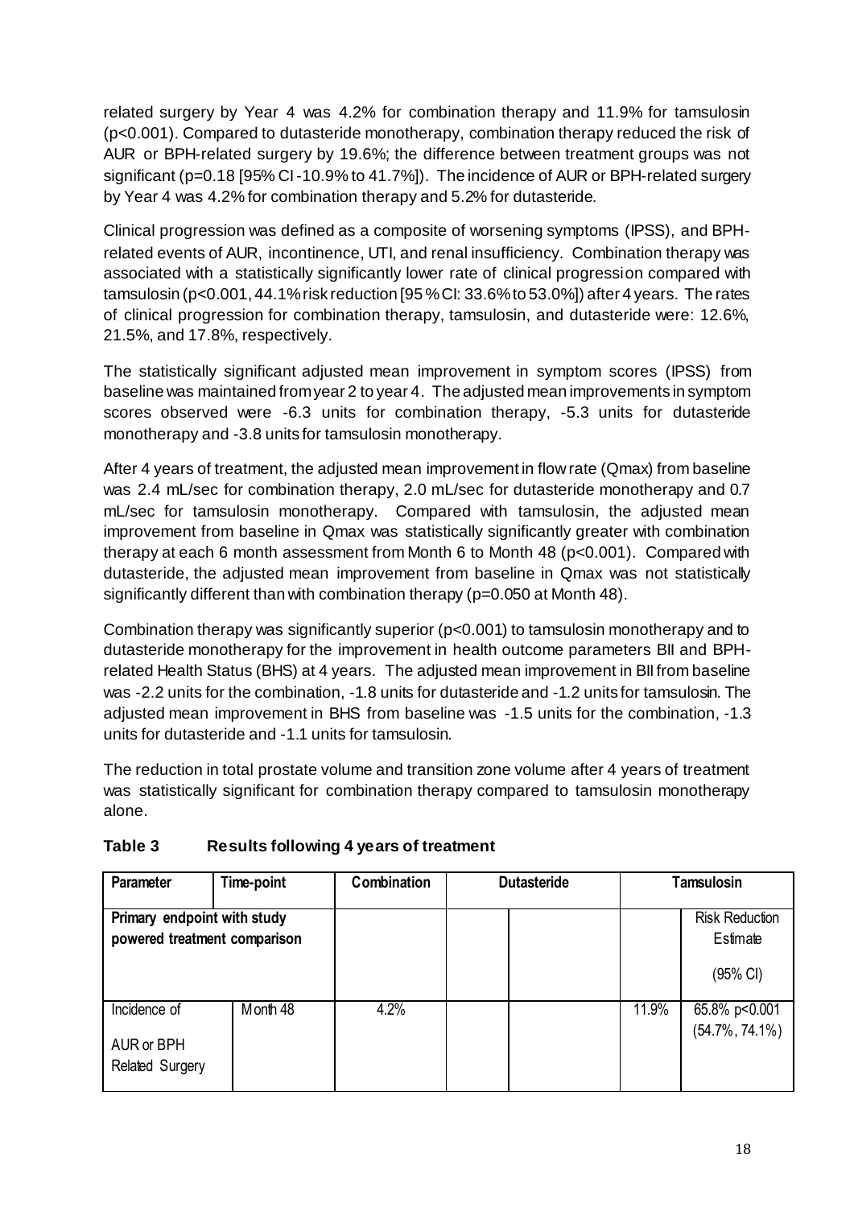related surgery by Year 4 was 4.2% for combination therapy and 11.9% for tamsulosin ($p<0.001$). Compared to dutasteride monotherapy, combination therapy reduced the risk of AUR or BPH-related surgery by 19.6%; the difference between treatment groups was not significant ($p=0.18$ [95% CI -10.9% to 41.7%]). The incidence of AUR or BPH-related surgery by Year 4 was 4.2% for combination therapy and 5.2% for dutasteride.

Clinical progression was defined as a composite of worsening symptoms (IPSS), and BPH-related events of AUR, incontinence, UTI, and renal insufficiency. Combination therapy was associated with a statistically significantly lower rate of clinical progression compared with tamsulosin ($p<0.001$, 44.1% risk reduction [95% CI: 33.6% to 53.0%]) after 4 years. The rates of clinical progression for combination therapy, tamsulosin, and dutasteride were: 12.6%, 21.5%, and 17.8%, respectively.

The statistically significant adjusted mean improvement in symptom scores (IPSS) from baseline was maintained from year 2 to year 4. The adjusted mean improvements in symptom scores observed were -6.3 units for combination therapy, -5.3 units for dutasteride monotherapy and -3.8 units for tamsulosin monotherapy.

After 4 years of treatment, the adjusted mean improvement in flow rate (Qmax) from baseline was 2.4 mL/sec for combination therapy, 2.0 mL/sec for dutasteride monotherapy and 0.7 mL/sec for tamsulosin monotherapy. Compared with tamsulosin, the adjusted mean improvement from baseline in Qmax was statistically significantly greater with combination therapy at each 6 month assessment from Month 6 to Month 48 ($p<0.001$). Compared with dutasteride, the adjusted mean improvement from baseline in Qmax was not statistically significantly different than with combination therapy ($p=0.050$ at Month 48).

Combination therapy was significantly superior ($p<0.001$) to tamsulosin monotherapy and to dutasteride monotherapy for the improvement in health outcome parameters BII and BPH-related Health Status (BHS) at 4 years. The adjusted mean improvement in BII from baseline was -2.2 units for the combination, -1.8 units for dutasteride and -1.2 units for tamsulosin. The adjusted mean improvement in BHS from baseline was -1.5 units for the combination, -1.3 units for dutasteride and -1.1 units for tamsulosin.

The reduction in total prostate volume and transition zone volume after 4 years of treatment was statistically significant for combination therapy compared to tamsulosin monotherapy alone.

**Table 3 Results following 4 years of treatment**

| Parameter | Time-point | Combination | Dutasteride | | Tamsulosin | |
|---|---|---|---|---|---|---|
| **Primary endpoint with study powered treatment comparison** | | | | | | Risk Reduction Estimate (95% CI) |
| Incidence of AUR or BPH Related Surgery | Month 48 | 4.2% | | | 11.9% | 65.8% $p<0.001$ (54.7%, 74.1%) |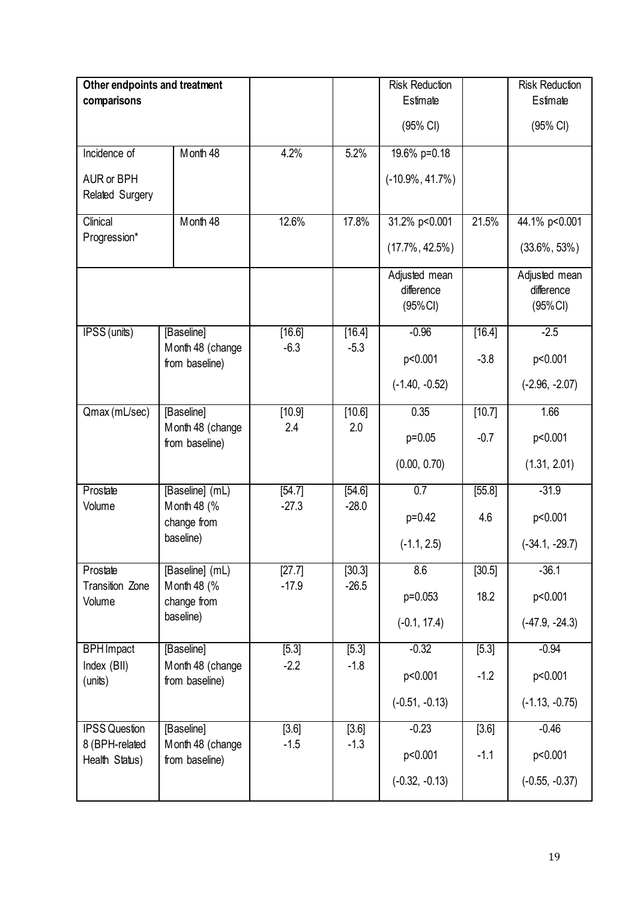| Other endpoints and treatment comparisons | | | | Risk Reduction Estimate (95% CI) | | Risk Reduction Estimate (95% CI) |
|---|---|---|---|---|---|---|
| Incidence of AUR or BPH Related Surgery | Month 48 | 4.2% | 5.2% | 19.6% p=0.18 (-10.9%, 41.7%) | | |
| Clinical Progression* | Month 48 | 12.6% | 17.8% | 31.2% p<0.001 (17.7%, 42.5%) | 21.5% | 44.1% p<0.001 (33.6%, 53%) |
| | | | | Adjusted mean difference (95%CI) | | Adjusted mean difference (95%CI) |
| IPSS (units) | [Baseline] Month 48 (change from baseline) | [16.6] -6.3 | [16.4] -5.3 | -0.96 p<0.001 (-1.40, -0.52) | [16.4] -3.8 | -2.5 p<0.001 (-2.96, -2.07) |
| Qmax (mL/sec) | [Baseline] Month 48 (change from baseline) | [10.9] 2.4 | [10.6] 2.0 | 0.35 p=0.05 (0.00, 0.70) | [10.7] -0.7 | 1.66 p<0.001 (1.31, 2.01) |
| Prostate Volume | [Baseline] (mL) Month 48 (% change from baseline) | [54.7] -27.3 | [54.6] -28.0 | 0.7 p=0.42 (-1.1, 2.5) | [55.8] 4.6 | -31.9 p<0.001 (-34.1, -29.7) |
| Prostate Transition Zone Volume | [Baseline] (mL) Month 48 (% change from baseline) | [27.7] -17.9 | [30.3] -26.5 | 8.6 p=0.053 (-0.1, 17.4) | [30.5] 18.2 | -36.1 p<0.001 (-47.9, -24.3) |
| BPH Impact Index (BII) (units) | [Baseline] Month 48 (change from baseline) | [5.3] -2.2 | [5.3] -1.8 | -0.32 p<0.001 (-0.51, -0.13) | [5.3] -1.2 | -0.94 p<0.001 (-1.13, -0.75) |
| IPSS Question 8 (BPH-related Health Status) | [Baseline] Month 48 (change from baseline) | [3.6] -1.5 | [3.6] -1.3 | -0.23 p<0.001 (-0.32, -0.13) | [3.6] -1.1 | -0.46 p<0.001 (-0.55, -0.37) |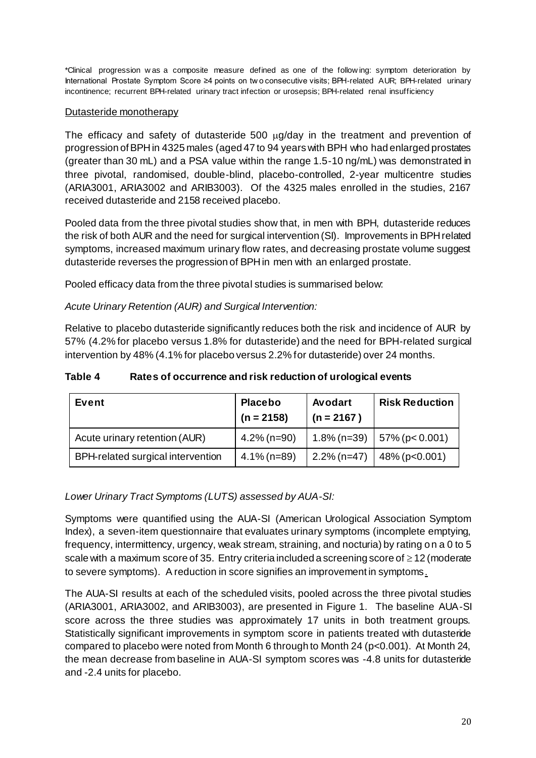*Clinical progression was a composite measure defined as one of the following: symptom deterioration by International Prostate Symptom Score ≥4 points on two consecutive visits; BPH-related AUR; BPH-related urinary incontinence; recurrent BPH-related urinary tract infection or urosepsis; BPH-related renal insufficiency

Dutasteride monotherapy

The efficacy and safety of dutasteride 500 μg/day in the treatment and prevention of progression of BPH in 4325 males (aged 47 to 94 years with BPH who had enlarged prostates (greater than 30 mL) and a PSA value within the range 1.5-10 ng/mL) was demonstrated in three pivotal, randomised, double-blind, placebo-controlled, 2-year multicentre studies (ARIA3001, ARIA3002 and ARIB3003). Of the 4325 males enrolled in the studies, 2167 received dutasteride and 2158 received placebo.

Pooled data from the three pivotal studies show that, in men with BPH, dutasteride reduces the risk of both AUR and the need for surgical intervention (SI). Improvements in BPH related symptoms, increased maximum urinary flow rates, and decreasing prostate volume suggest dutasteride reverses the progression of BPH in men with an enlarged prostate.

Pooled efficacy data from the three pivotal studies is summarised below:

*Acute Urinary Retention (AUR) and Surgical Intervention:*

Relative to placebo dutasteride significantly reduces both the risk and incidence of AUR by 57% (4.2% for placebo versus 1.8% for dutasteride) and the need for BPH-related surgical intervention by 48% (4.1% for placebo versus 2.2% for dutasteride) over 24 months.

**Table 4 Rates of occurrence and risk reduction of urological events**

| **Event** | **Placebo (n = 2158)** | **Avodart (n = 2167 )** | **Risk Reduction** |
|---|---|---|---|
| Acute urinary retention (AUR) | 4.2% (n=90) | 1.8% (n=39) | 57% (p< 0.001) |
| BPH-related surgical intervention | 4.1% (n=89) | 2.2% (n=47) | 48% (p<0.001) |

*Lower Urinary Tract Symptoms (LUTS) assessed by AUA-SI:*

Symptoms were quantified using the AUA-SI (American Urological Association Symptom Index), a seven-item questionnaire that evaluates urinary symptoms (incomplete emptying, frequency, intermittency, urgency, weak stream, straining, and nocturia) by rating on a 0 to 5 scale with a maximum score of 35. Entry criteria included a screening score of ≥ 12 (moderate to severe symptoms). A reduction in score signifies an improvement in symptoms.

The AUA-SI results at each of the scheduled visits, pooled across the three pivotal studies (ARIA3001, ARIA3002, and ARIB3003), are presented in Figure 1. The baseline AUA-SI score across the three studies was approximately 17 units in both treatment groups. Statistically significant improvements in symptom score in patients treated with dutasteride compared to placebo were noted from Month 6 through to Month 24 (p<0.001). At Month 24, the mean decrease from baseline in AUA-SI symptom scores was -4.8 units for dutasteride and -2.4 units for placebo.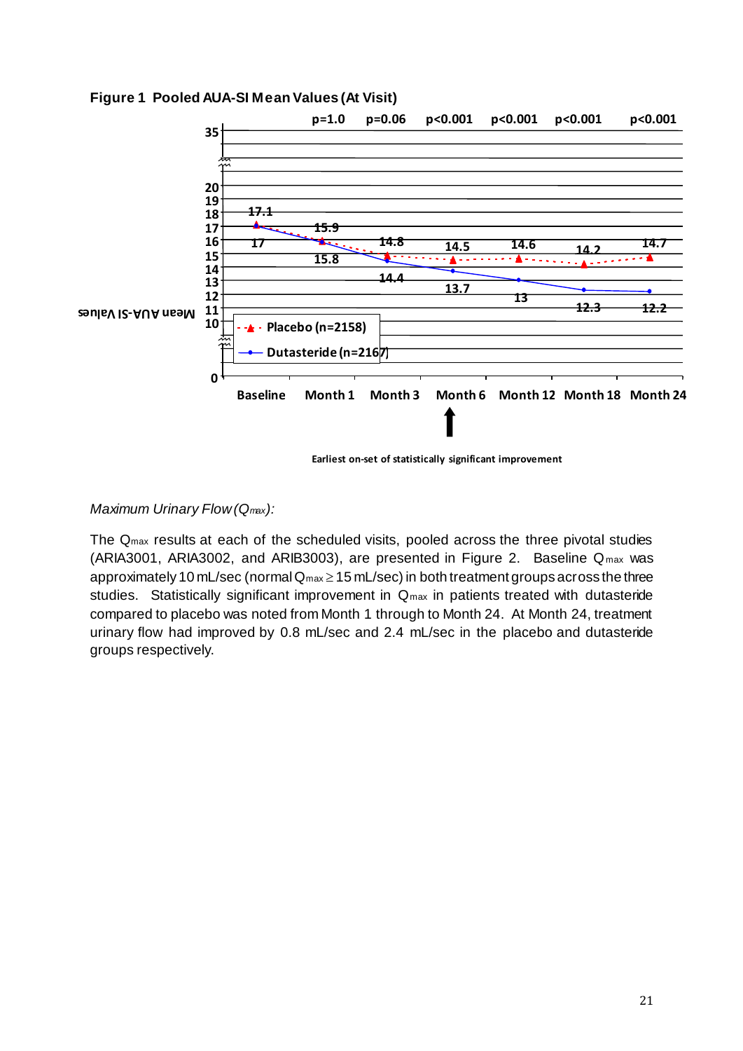**Figure 1 Pooled AUA-SI Mean Values (At Visit)**

| | Baseline | Month 1 | Month 3 | Month 6 | Month 12 | Month 18 | Month 24 |
|---|---|---|---|---|---|---|---|
| p-value | | p=1.0 | p=0.06 | p<0.001 | p<0.001 | p<0.001 | p<0.001 |
| Placebo (n=2158) | 17.1 | 15.9 | 14.8 | 14.5 | 14.6 | 14.2 | 14.7 |
| Dutasteride (n=2167) | 17 | 15.8 | 14.4 | 13.7 | 13 | 12.3 | 12.2 |

Mean AUA-SI Values

Earliest on-set of statistically significant improvement (Month 6)

*Maximum Urinary Flow ($Q_{max}$):*

The $Q_{max}$ results at each of the scheduled visits, pooled across the three pivotal studies (ARIA3001, ARIA3002, and ARIB3003), are presented in Figure 2. Baseline $Q_{max}$ was approximately 10 mL/sec (normal $Q_{max} \geq 15$ mL/sec) in both treatment groups across the three studies. Statistically significant improvement in $Q_{max}$ in patients treated with dutasteride compared to placebo was noted from Month 1 through to Month 24. At Month 24, treatment urinary flow had improved by 0.8 mL/sec and 2.4 mL/sec in the placebo and dutasteride groups respectively.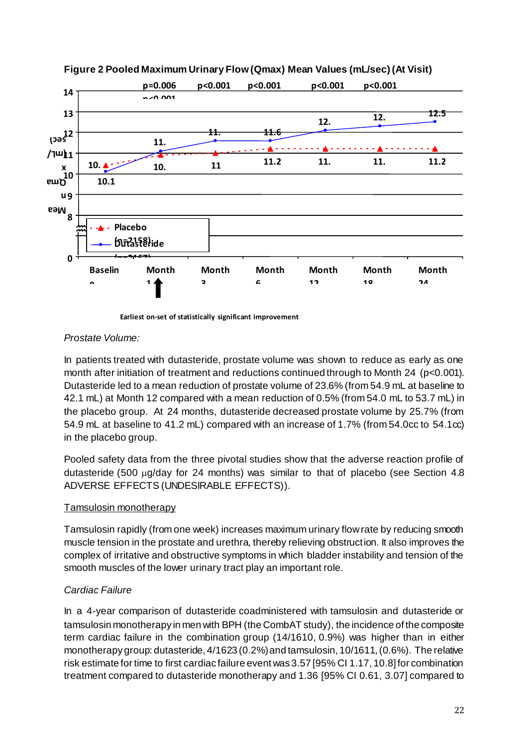**Figure 2 Pooled Maximum Urinary Flow (Qmax) Mean Values (mL/sec) (At Visit)**

| | Baseline | Month 1 | Month 3 | Month 6 | Month 12 | Month 18 | Month 24 |
|---|---|---|---|---|---|---|---|
| p-value | | p=0.006 | p<0.001 | p<0.001 | p<0.001 | p<0.001 | |
| Placebo (n=2158) | 10. | 10. | 11 | 11.2 | 11. | 11. | 11.2 |
| Dutasteride (n=2167) | 10.1 | 11. | 11. | 11.6 | 12. | 12. | 12.5 |

Earliest on-set of statistically significant improvement

*Prostate Volume:*

In patients treated with dutasteride, prostate volume was shown to reduce as early as one month after initiation of treatment and reductions continued through to Month 24 ($p<0.001$). Dutasteride led to a mean reduction of prostate volume of 23.6% (from 54.9 mL at baseline to 42.1 mL) at Month 12 compared with a mean reduction of 0.5% (from 54.0 mL to 53.7 mL) in the placebo group. At 24 months, dutasteride decreased prostate volume by 25.7% (from 54.9 mL at baseline to 41.2 mL) compared with an increase of 1.7% (from 54.0cc to 54.1cc) in the placebo group.

Pooled safety data from the three pivotal studies show that the adverse reaction profile of dutasteride (500 µg/day for 24 months) was similar to that of placebo (see Section 4.8 ADVERSE EFFECTS (UNDESIRABLE EFFECTS)).

Tamsulosin monotherapy

Tamsulosin rapidly (from one week) increases maximum urinary flow rate by reducing smooth muscle tension in the prostate and urethra, thereby relieving obstruction. It also improves the complex of irritative and obstructive symptoms in which bladder instability and tension of the smooth muscles of the lower urinary tract play an important role.

*Cardiac Failure*

In a 4-year comparison of dutasteride coadministered with tamsulosin and dutasteride or tamsulosin monotherapy in men with BPH (the CombAT study), the incidence of the composite term cardiac failure in the combination group (14/1610, 0.9%) was higher than in either monotherapy group: dutasteride, 4/1623 (0.2%) and tamsulosin, 10/1611, (0.6%). The relative risk estimate for time to first cardiac failure event was 3.57 [95% CI 1.17, 10.8] for combination treatment compared to dutasteride monotherapy and 1.36 [95% CI 0.61, 3.07] compared to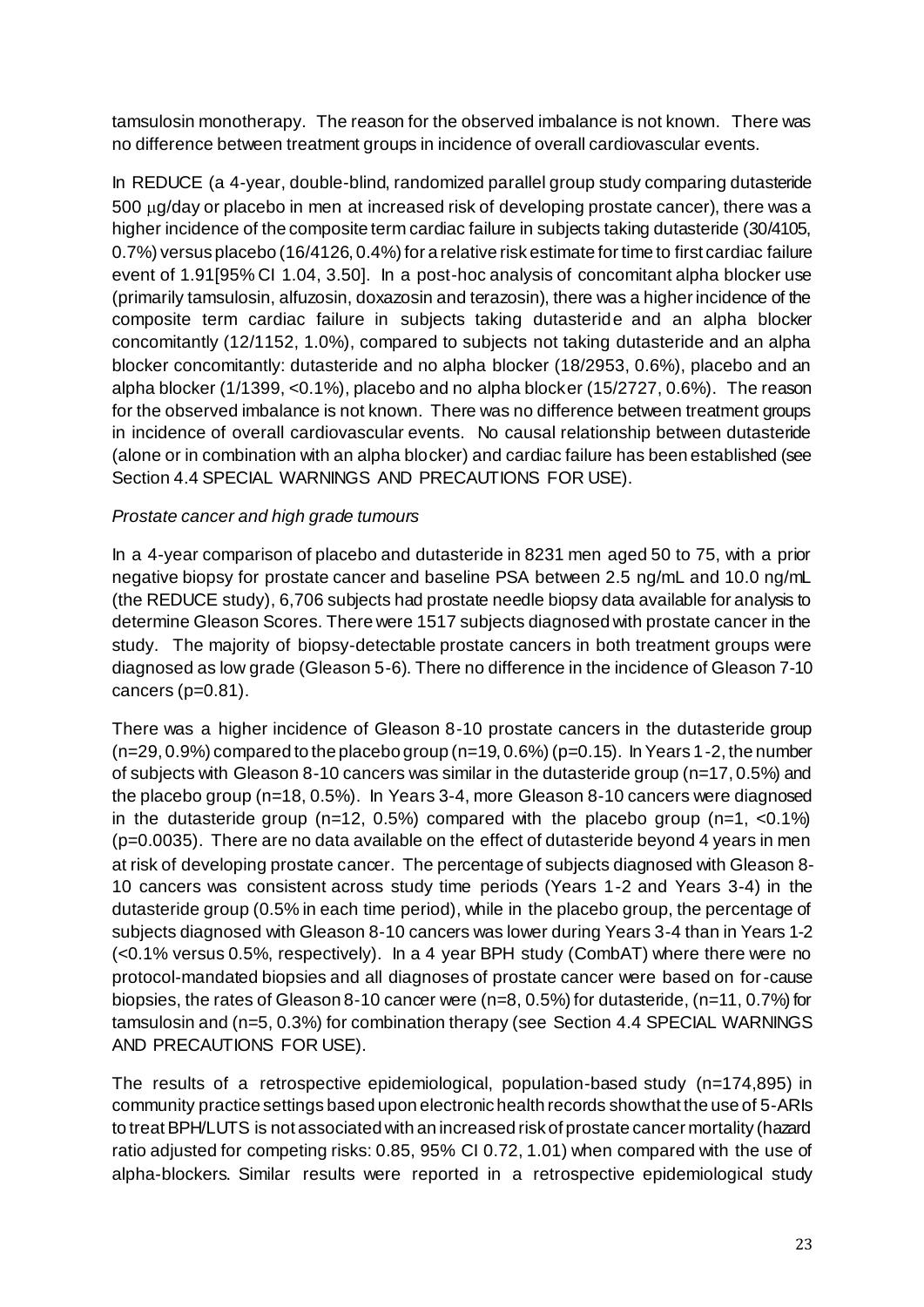tamsulosin monotherapy. The reason for the observed imbalance is not known. There was no difference between treatment groups in incidence of overall cardiovascular events.

In REDUCE (a 4-year, double-blind, randomized parallel group study comparing dutasteride 500 μg/day or placebo in men at increased risk of developing prostate cancer), there was a higher incidence of the composite term cardiac failure in subjects taking dutasteride (30/4105, 0.7%) versus placebo (16/4126, 0.4%) for a relative risk estimate for time to first cardiac failure event of 1.91[95% CI 1.04, 3.50]. In a post-hoc analysis of concomitant alpha blocker use (primarily tamsulosin, alfuzosin, doxazosin and terazosin), there was a higher incidence of the composite term cardiac failure in subjects taking dutasteride and an alpha blocker concomitantly (12/1152, 1.0%), compared to subjects not taking dutasteride and an alpha blocker concomitantly: dutasteride and no alpha blocker (18/2953, 0.6%), placebo and an alpha blocker (1/1399, <0.1%), placebo and no alpha blocker (15/2727, 0.6%). The reason for the observed imbalance is not known. There was no difference between treatment groups in incidence of overall cardiovascular events. No causal relationship between dutasteride (alone or in combination with an alpha blocker) and cardiac failure has been established (see Section 4.4 SPECIAL WARNINGS AND PRECAUTIONS FOR USE).

*Prostate cancer and high grade tumours*

In a 4-year comparison of placebo and dutasteride in 8231 men aged 50 to 75, with a prior negative biopsy for prostate cancer and baseline PSA between 2.5 ng/mL and 10.0 ng/mL (the REDUCE study), 6,706 subjects had prostate needle biopsy data available for analysis to determine Gleason Scores. There were 1517 subjects diagnosed with prostate cancer in the study. The majority of biopsy-detectable prostate cancers in both treatment groups were diagnosed as low grade (Gleason 5-6). There no difference in the incidence of Gleason 7-10 cancers (p=0.81).

There was a higher incidence of Gleason 8-10 prostate cancers in the dutasteride group (n=29, 0.9%) compared to the placebo group (n=19, 0.6%) (p=0.15). In Years 1-2, the number of subjects with Gleason 8-10 cancers was similar in the dutasteride group (n=17, 0.5%) and the placebo group (n=18, 0.5%). In Years 3-4, more Gleason 8-10 cancers were diagnosed in the dutasteride group (n=12, 0.5%) compared with the placebo group (n=1, <0.1%) (p=0.0035). There are no data available on the effect of dutasteride beyond 4 years in men at risk of developing prostate cancer. The percentage of subjects diagnosed with Gleason 8-10 cancers was consistent across study time periods (Years 1-2 and Years 3-4) in the dutasteride group (0.5% in each time period), while in the placebo group, the percentage of subjects diagnosed with Gleason 8-10 cancers was lower during Years 3-4 than in Years 1-2 (<0.1% versus 0.5%, respectively). In a 4 year BPH study (CombAT) where there were no protocol-mandated biopsies and all diagnoses of prostate cancer were based on for-cause biopsies, the rates of Gleason 8-10 cancer were (n=8, 0.5%) for dutasteride, (n=11, 0.7%) for tamsulosin and (n=5, 0.3%) for combination therapy (see Section 4.4 SPECIAL WARNINGS AND PRECAUTIONS FOR USE).

The results of a retrospective epidemiological, population-based study (n=174,895) in community practice settings based upon electronic health records show that the use of 5-ARIs to treat BPH/LUTS is not associated with an increased risk of prostate cancer mortality (hazard ratio adjusted for competing risks: 0.85, 95% CI 0.72, 1.01) when compared with the use of alpha-blockers. Similar results were reported in a retrospective epidemiological study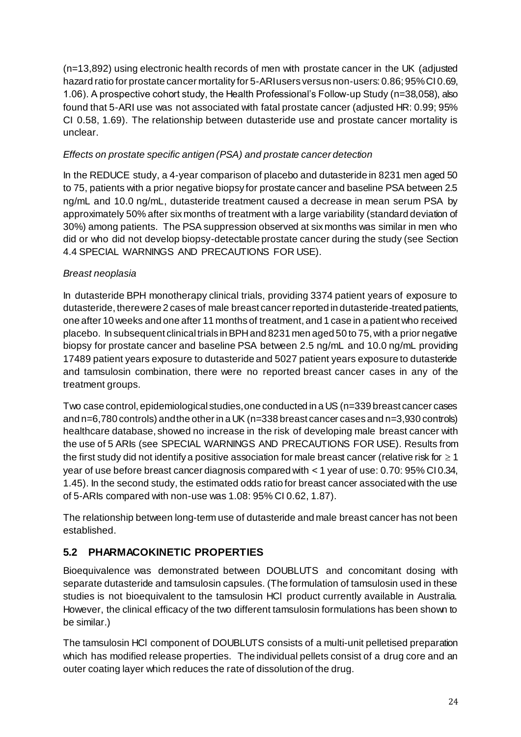(n=13,892) using electronic health records of men with prostate cancer in the UK (adjusted hazard ratio for prostate cancer mortality for 5-ARI users versus non-users: 0.86; 95% CI 0.69, 1.06). A prospective cohort study, the Health Professional's Follow-up Study (n=38,058), also found that 5-ARI use was not associated with fatal prostate cancer (adjusted HR: 0.99; 95% CI 0.58, 1.69). The relationship between dutasteride use and prostate cancer mortality is unclear.

*Effects on prostate specific antigen (PSA) and prostate cancer detection*

In the REDUCE study, a 4-year comparison of placebo and dutasteride in 8231 men aged 50 to 75, patients with a prior negative biopsy for prostate cancer and baseline PSA between 2.5 ng/mL and 10.0 ng/mL, dutasteride treatment caused a decrease in mean serum PSA by approximately 50% after six months of treatment with a large variability (standard deviation of 30%) among patients. The PSA suppression observed at six months was similar in men who did or who did not develop biopsy-detectable prostate cancer during the study (see Section 4.4 SPECIAL WARNINGS AND PRECAUTIONS FOR USE).

*Breast neoplasia*

In dutasteride BPH monotherapy clinical trials, providing 3374 patient years of exposure to dutasteride, there were 2 cases of male breast cancer reported in dutasteride-treated patients, one after 10 weeks and one after 11 months of treatment, and 1 case in a patient who received placebo. In subsequent clinical trials in BPH and 8231 men aged 50 to 75, with a prior negative biopsy for prostate cancer and baseline PSA between 2.5 ng/mL and 10.0 ng/mL providing 17489 patient years exposure to dutasteride and 5027 patient years exposure to dutasteride and tamsulosin combination, there were no reported breast cancer cases in any of the treatment groups.

Two case control, epidemiological studies, one conducted in a US (n=339 breast cancer cases and n=6,780 controls) and the other in a UK (n=338 breast cancer cases and n=3,930 controls) healthcare database, showed no increase in the risk of developing male breast cancer with the use of 5 ARIs (see SPECIAL WARNINGS AND PRECAUTIONS FOR USE). Results from the first study did not identify a positive association for male breast cancer (relative risk for $\geq$ 1 year of use before breast cancer diagnosis compared with < 1 year of use: 0.70: 95% CI 0.34, 1.45). In the second study, the estimated odds ratio for breast cancer associated with the use of 5-ARIs compared with non-use was 1.08: 95% CI 0.62, 1.87).

The relationship between long-term use of dutasteride and male breast cancer has not been established.

## 5.2 PHARMACOKINETIC PROPERTIES

Bioequivalence was demonstrated between DOUBLUTS and concomitant dosing with separate dutasteride and tamsulosin capsules. (The formulation of tamsulosin used in these studies is not bioequivalent to the tamsulosin HCl product currently available in Australia. However, the clinical efficacy of the two different tamsulosin formulations has been shown to be similar.)

The tamsulosin HCl component of DOUBLUTS consists of a multi-unit pelletised preparation which has modified release properties. The individual pellets consist of a drug core and an outer coating layer which reduces the rate of dissolution of the drug.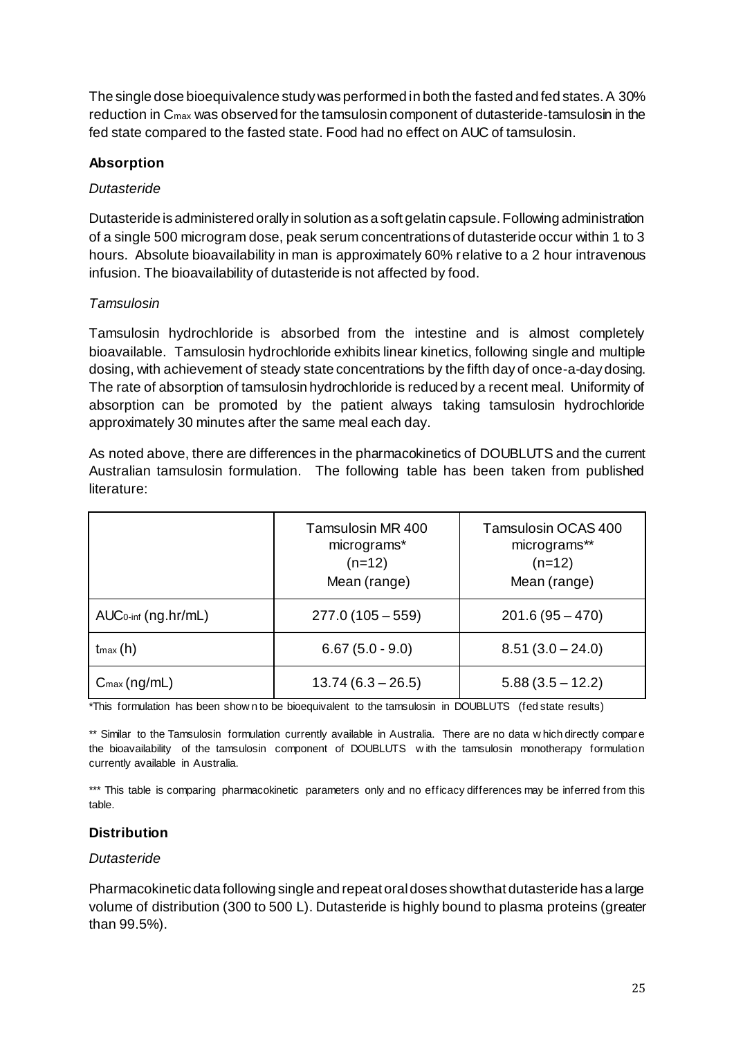The single dose bioequivalence study was performed in both the fasted and fed states. A 30% reduction in $C_{max}$ was observed for the tamsulosin component of dutasteride-tamsulosin in the fed state compared to the fasted state. Food had no effect on AUC of tamsulosin.

### Absorption

*Dutasteride*

Dutasteride is administered orally in solution as a soft gelatin capsule. Following administration of a single 500 microgram dose, peak serum concentrations of dutasteride occur within 1 to 3 hours. Absolute bioavailability in man is approximately 60% relative to a 2 hour intravenous infusion. The bioavailability of dutasteride is not affected by food.

*Tamsulosin*

Tamsulosin hydrochloride is absorbed from the intestine and is almost completely bioavailable. Tamsulosin hydrochloride exhibits linear kinetics, following single and multiple dosing, with achievement of steady state concentrations by the fifth day of once-a-day dosing. The rate of absorption of tamsulosin hydrochloride is reduced by a recent meal. Uniformity of absorption can be promoted by the patient always taking tamsulosin hydrochloride approximately 30 minutes after the same meal each day.

As noted above, there are differences in the pharmacokinetics of DOUBLUTS and the current Australian tamsulosin formulation. The following table has been taken from published literature:

| | Tamsulosin MR 400 micrograms* (n=12) Mean (range) | Tamsulosin OCAS 400 micrograms** (n=12) Mean (range) |
|---|---|---|
| $AUC_{0\text{-}inf}$ (ng.hr/mL) | 277.0 (105 – 559) | 201.6 (95 – 470) |
| $t_{max}$ (h) | 6.67 (5.0 - 9.0) | 8.51 (3.0 – 24.0) |
| $C_{max}$ (ng/mL) | 13.74 (6.3 – 26.5) | 5.88 (3.5 – 12.2) |

*This formulation has been shown to be bioequivalent to the tamsulosin in DOUBLUTS (fed state results)

** Similar to the Tamsulosin formulation currently available in Australia. There are no data which directly compare the bioavailability of the tamsulosin component of DOUBLUTS with the tamsulosin monotherapy formulation currently available in Australia.

*** This table is comparing pharmacokinetic parameters only and no efficacy differences may be inferred from this table.

### Distribution

*Dutasteride*

Pharmacokinetic data following single and repeat oral doses show that dutasteride has a large volume of distribution (300 to 500 L). Dutasteride is highly bound to plasma proteins (greater than 99.5%).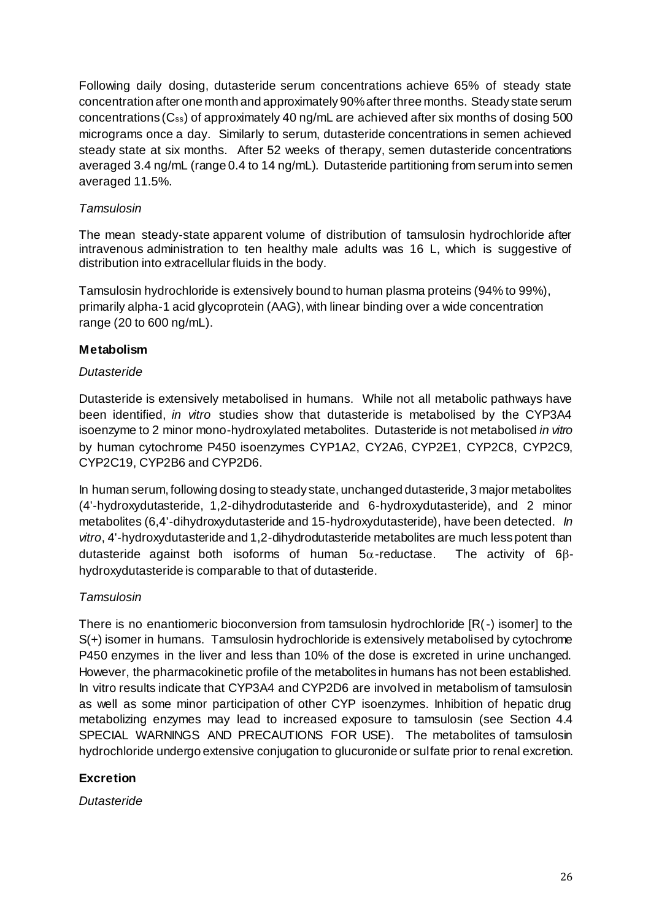Following daily dosing, dutasteride serum concentrations achieve 65% of steady state concentration after one month and approximately 90% after three months. Steady state serum concentrations ($C_{ss}$) of approximately 40 ng/mL are achieved after six months of dosing 500 micrograms once a day. Similarly to serum, dutasteride concentrations in semen achieved steady state at six months. After 52 weeks of therapy, semen dutasteride concentrations averaged 3.4 ng/mL (range 0.4 to 14 ng/mL). Dutasteride partitioning from serum into semen averaged 11.5%.

*Tamsulosin*

The mean steady-state apparent volume of distribution of tamsulosin hydrochloride after intravenous administration to ten healthy male adults was 16 L, which is suggestive of distribution into extracellular fluids in the body.

Tamsulosin hydrochloride is extensively bound to human plasma proteins (94% to 99%), primarily alpha-1 acid glycoprotein (AAG), with linear binding over a wide concentration range (20 to 600 ng/mL).

**Metabolism**

*Dutasteride*

Dutasteride is extensively metabolised in humans. While not all metabolic pathways have been identified, *in vitro* studies show that dutasteride is metabolised by the CYP3A4 isoenzyme to 2 minor mono-hydroxylated metabolites. Dutasteride is not metabolised *in vitro* by human cytochrome P450 isoenzymes CYP1A2, CY2A6, CYP2E1, CYP2C8, CYP2C9, CYP2C19, CYP2B6 and CYP2D6.

In human serum, following dosing to steady state, unchanged dutasteride, 3 major metabolites (4'-hydroxydutasteride, 1,2-dihydrodutasteride and 6-hydroxydutasteride), and 2 minor metabolites (6,4'-dihydroxydutasteride and 15-hydroxydutasteride), have been detected. *In vitro*, 4'-hydroxydutasteride and 1,2-dihydrodutasteride metabolites are much less potent than dutasteride against both isoforms of human $5\alpha$-reductase. The activity of $6\beta$-hydroxydutasteride is comparable to that of dutasteride.

*Tamsulosin*

There is no enantiomeric bioconversion from tamsulosin hydrochloride [R(-) isomer] to the S(+) isomer in humans. Tamsulosin hydrochloride is extensively metabolised by cytochrome P450 enzymes in the liver and less than 10% of the dose is excreted in urine unchanged. However, the pharmacokinetic profile of the metabolites in humans has not been established. In vitro results indicate that CYP3A4 and CYP2D6 are involved in metabolism of tamsulosin as well as some minor participation of other CYP isoenzymes. Inhibition of hepatic drug metabolizing enzymes may lead to increased exposure to tamsulosin (see Section 4.4 SPECIAL WARNINGS AND PRECAUTIONS FOR USE). The metabolites of tamsulosin hydrochloride undergo extensive conjugation to glucuronide or sulfate prior to renal excretion.

**Excretion**

*Dutasteride*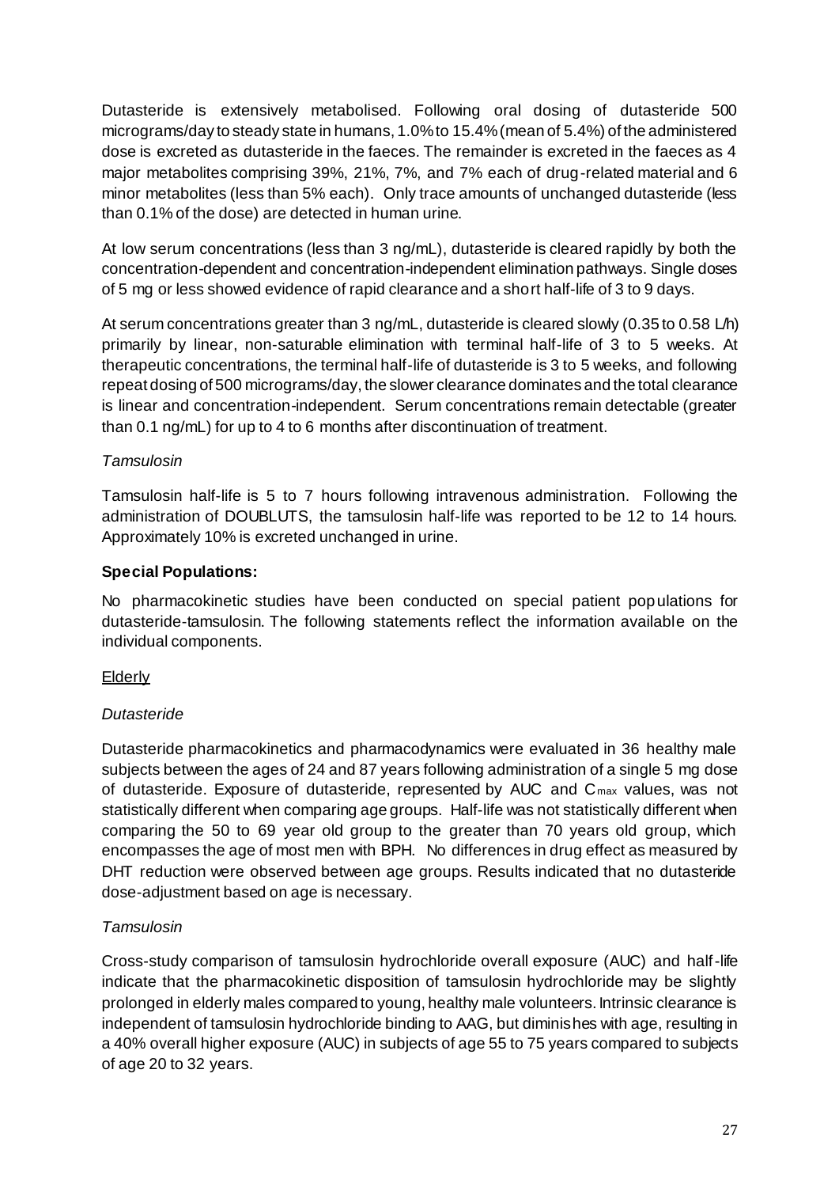Dutasteride is extensively metabolised. Following oral dosing of dutasteride 500 micrograms/day to steady state in humans, 1.0% to 15.4% (mean of 5.4%) of the administered dose is excreted as dutasteride in the faeces. The remainder is excreted in the faeces as 4 major metabolites comprising 39%, 21%, 7%, and 7% each of drug-related material and 6 minor metabolites (less than 5% each). Only trace amounts of unchanged dutasteride (less than 0.1% of the dose) are detected in human urine.

At low serum concentrations (less than 3 ng/mL), dutasteride is cleared rapidly by both the concentration-dependent and concentration-independent elimination pathways. Single doses of 5 mg or less showed evidence of rapid clearance and a short half-life of 3 to 9 days.

At serum concentrations greater than 3 ng/mL, dutasteride is cleared slowly (0.35 to 0.58 L/h) primarily by linear, non-saturable elimination with terminal half-life of 3 to 5 weeks. At therapeutic concentrations, the terminal half-life of dutasteride is 3 to 5 weeks, and following repeat dosing of 500 micrograms/day, the slower clearance dominates and the total clearance is linear and concentration-independent. Serum concentrations remain detectable (greater than 0.1 ng/mL) for up to 4 to 6 months after discontinuation of treatment.

*Tamsulosin*

Tamsulosin half-life is 5 to 7 hours following intravenous administration. Following the administration of DOUBLUTS, the tamsulosin half-life was reported to be 12 to 14 hours. Approximately 10% is excreted unchanged in urine.

**Special Populations:**

No pharmacokinetic studies have been conducted on special patient populations for dutasteride-tamsulosin. The following statements reflect the information available on the individual components.

Elderly

*Dutasteride*

Dutasteride pharmacokinetics and pharmacodynamics were evaluated in 36 healthy male subjects between the ages of 24 and 87 years following administration of a single 5 mg dose of dutasteride. Exposure of dutasteride, represented by AUC and $C_{max}$ values, was not statistically different when comparing age groups. Half-life was not statistically different when comparing the 50 to 69 year old group to the greater than 70 years old group, which encompasses the age of most men with BPH. No differences in drug effect as measured by DHT reduction were observed between age groups. Results indicated that no dutasteride dose-adjustment based on age is necessary.

*Tamsulosin*

Cross-study comparison of tamsulosin hydrochloride overall exposure (AUC) and half-life indicate that the pharmacokinetic disposition of tamsulosin hydrochloride may be slightly prolonged in elderly males compared to young, healthy male volunteers. Intrinsic clearance is independent of tamsulosin hydrochloride binding to AAG, but diminishes with age, resulting in a 40% overall higher exposure (AUC) in subjects of age 55 to 75 years compared to subjects of age 20 to 32 years.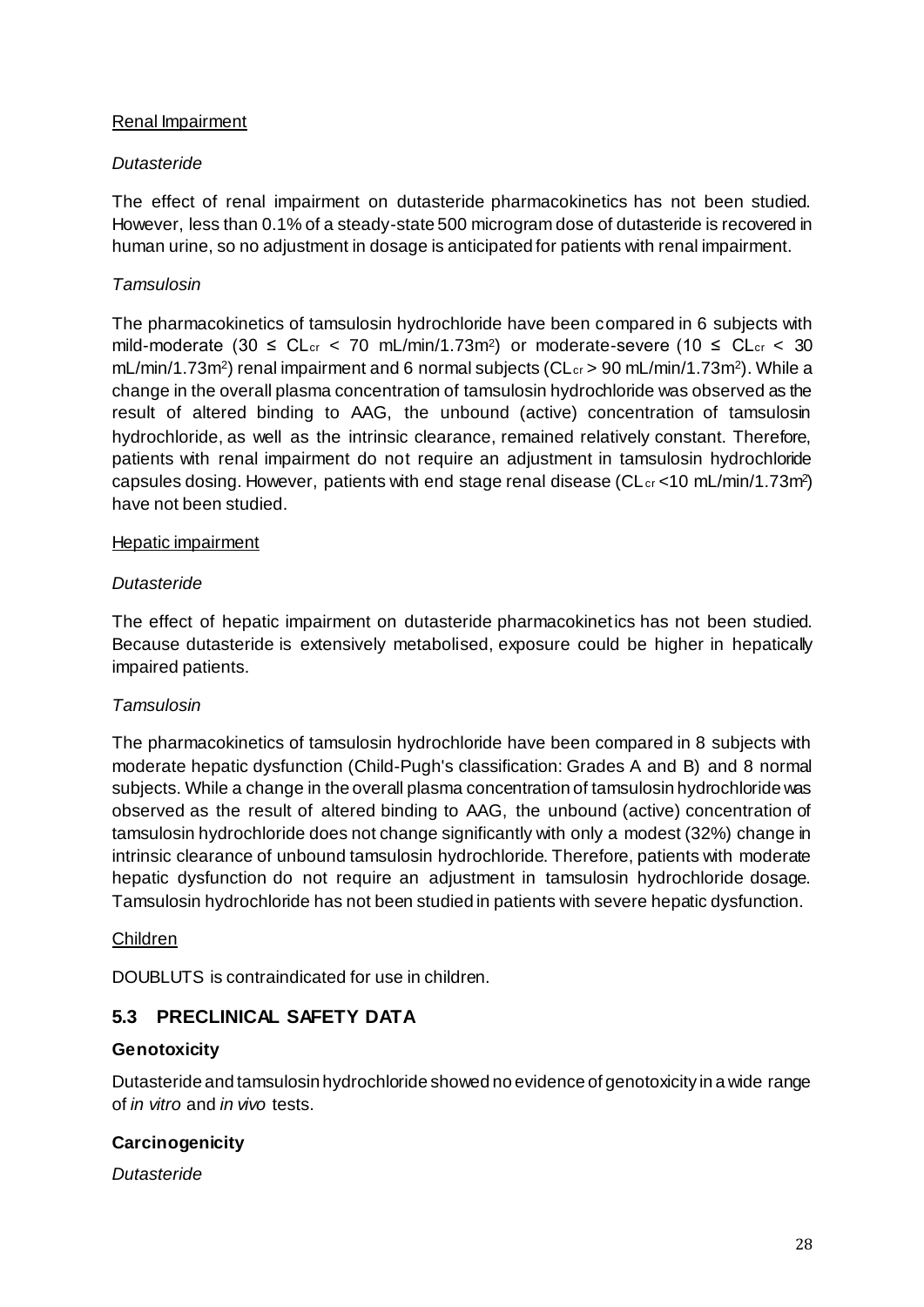<u>Renal Impairment</u>

*Dutasteride*

The effect of renal impairment on dutasteride pharmacokinetics has not been studied. However, less than 0.1% of a steady-state 500 microgram dose of dutasteride is recovered in human urine, so no adjustment in dosage is anticipated for patients with renal impairment.

*Tamsulosin*

The pharmacokinetics of tamsulosin hydrochloride have been compared in 6 subjects with mild-moderate ($30 \leq CL_{cr} < 70$ mL/min/1.73m$^2$) or moderate-severe ($10 \leq CL_{cr} < 30$ mL/min/1.73m$^2$) renal impairment and 6 normal subjects ($CL_{cr} > 90$ mL/min/1.73m$^2$). While a change in the overall plasma concentration of tamsulosin hydrochloride was observed as the result of altered binding to AAG, the unbound (active) concentration of tamsulosin hydrochloride, as well as the intrinsic clearance, remained relatively constant. Therefore, patients with renal impairment do not require an adjustment in tamsulosin hydrochloride capsules dosing. However, patients with end stage renal disease ($CL_{cr} <10$ mL/min/1.73m$^2$) have not been studied.

<u>Hepatic impairment</u>

*Dutasteride*

The effect of hepatic impairment on dutasteride pharmacokinetics has not been studied. Because dutasteride is extensively metabolised, exposure could be higher in hepatically impaired patients.

*Tamsulosin*

The pharmacokinetics of tamsulosin hydrochloride have been compared in 8 subjects with moderate hepatic dysfunction (Child-Pugh's classification: Grades A and B) and 8 normal subjects. While a change in the overall plasma concentration of tamsulosin hydrochloride was observed as the result of altered binding to AAG, the unbound (active) concentration of tamsulosin hydrochloride does not change significantly with only a modest (32%) change in intrinsic clearance of unbound tamsulosin hydrochloride. Therefore, patients with moderate hepatic dysfunction do not require an adjustment in tamsulosin hydrochloride dosage. Tamsulosin hydrochloride has not been studied in patients with severe hepatic dysfunction.

<u>Children</u>

DOUBLUTS is contraindicated for use in children.

## 5.3 PRECLINICAL SAFETY DATA

**Genotoxicity**

Dutasteride and tamsulosin hydrochloride showed no evidence of genotoxicity in a wide range of *in vitro* and *in vivo* tests.

**Carcinogenicity**

*Dutasteride*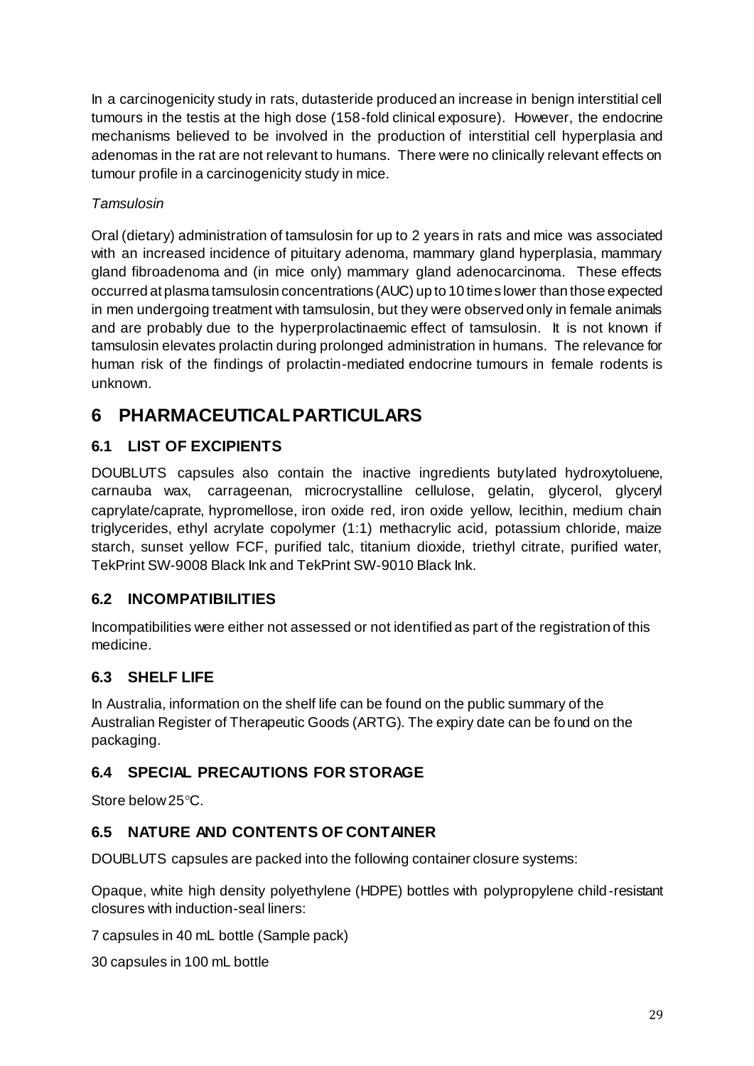In a carcinogenicity study in rats, dutasteride produced an increase in benign interstitial cell tumours in the testis at the high dose (158-fold clinical exposure). However, the endocrine mechanisms believed to be involved in the production of interstitial cell hyperplasia and adenomas in the rat are not relevant to humans. There were no clinically relevant effects on tumour profile in a carcinogenicity study in mice.

*Tamsulosin*

Oral (dietary) administration of tamsulosin for up to 2 years in rats and mice was associated with an increased incidence of pituitary adenoma, mammary gland hyperplasia, mammary gland fibroadenoma and (in mice only) mammary gland adenocarcinoma. These effects occurred at plasma tamsulosin concentrations (AUC) up to 10 times lower than those expected in men undergoing treatment with tamsulosin, but they were observed only in female animals and are probably due to the hyperprolactinaemic effect of tamsulosin. It is not known if tamsulosin elevates prolactin during prolonged administration in humans. The relevance for human risk of the findings of prolactin-mediated endocrine tumours in female rodents is unknown.

# 6 PHARMACEUTICAL PARTICULARS

## 6.1 LIST OF EXCIPIENTS

DOUBLUTS capsules also contain the inactive ingredients butylated hydroxytoluene, carnauba wax, carrageenan, microcrystalline cellulose, gelatin, glycerol, glyceryl caprylate/caprate, hypromellose, iron oxide red, iron oxide yellow, lecithin, medium chain triglycerides, ethyl acrylate copolymer (1:1) methacrylic acid, potassium chloride, maize starch, sunset yellow FCF, purified talc, titanium dioxide, triethyl citrate, purified water, TekPrint SW-9008 Black Ink and TekPrint SW-9010 Black Ink.

## 6.2 INCOMPATIBILITIES

Incompatibilities were either not assessed or not identified as part of the registration of this medicine.

## 6.3 SHELF LIFE

In Australia, information on the shelf life can be found on the public summary of the Australian Register of Therapeutic Goods (ARTG). The expiry date can be found on the packaging.

## 6.4 SPECIAL PRECAUTIONS FOR STORAGE

Store below 25°C.

## 6.5 NATURE AND CONTENTS OF CONTAINER

DOUBLUTS capsules are packed into the following container closure systems:

Opaque, white high density polyethylene (HDPE) bottles with polypropylene child-resistant closures with induction-seal liners:

7 capsules in 40 mL bottle (Sample pack)

30 capsules in 100 mL bottle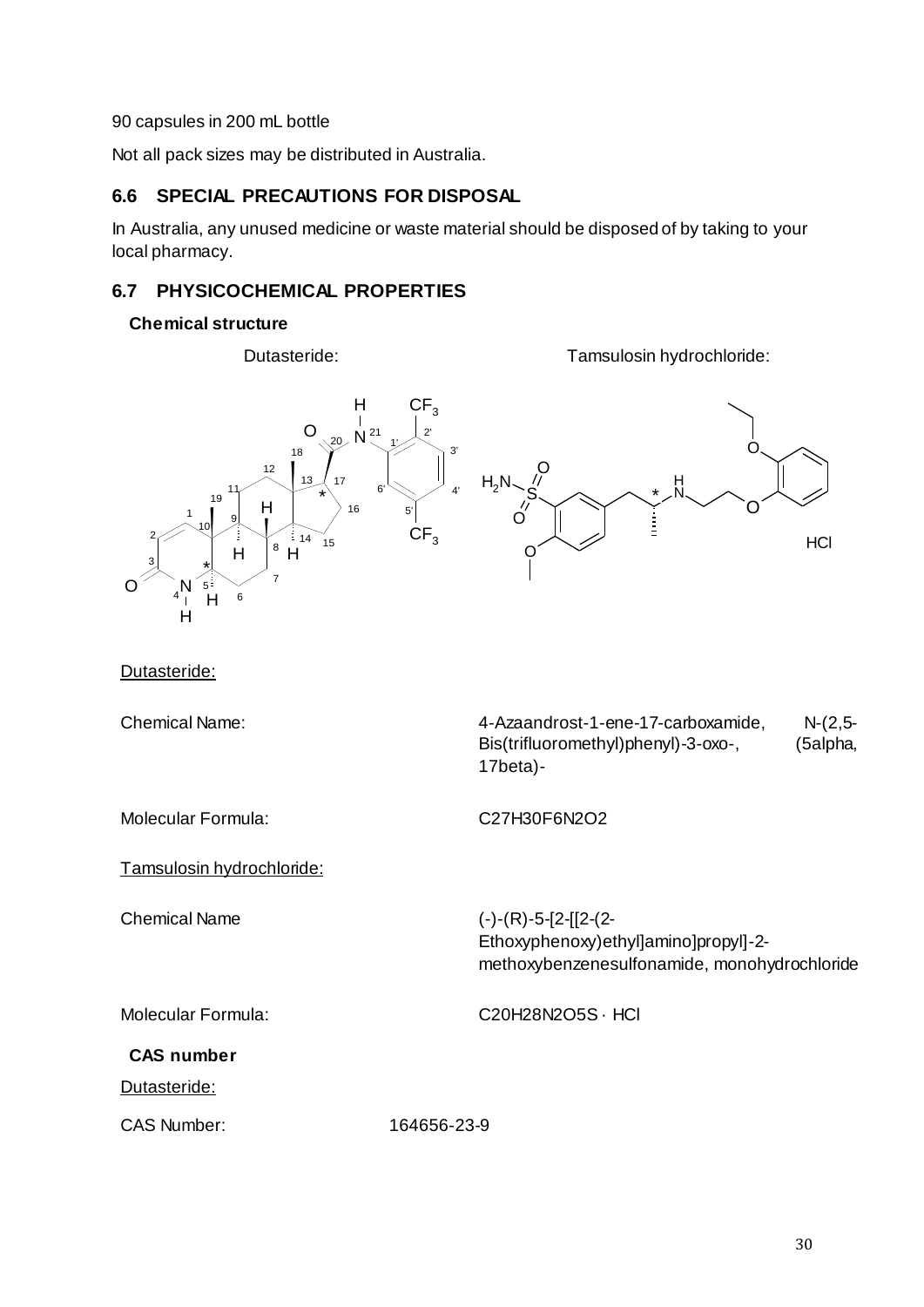90 capsules in 200 mL bottle

Not all pack sizes may be distributed in Australia.

## 6.6 SPECIAL PRECAUTIONS FOR DISPOSAL

In Australia, any unused medicine or waste material should be disposed of by taking to your local pharmacy.

## 6.7 PHYSICOCHEMICAL PROPERTIES

### Chemical structure

Dutasteride: Tamsulosin hydrochloride:

Dutasteride:

Chemical Name: 4-Azaandrost-1-ene-17-carboxamide, N-(2,5-Bis(trifluoromethyl)phenyl)-3-oxo-, (5alpha, 17beta)-

Molecular Formula: $C_{27}H_{30}F_6N_2O_2$

Tamsulosin hydrochloride:

Chemical Name (-)-(R)-5-[2-[[2-(2-Ethoxyphenoxy)ethyl]amino]propyl]-2-methoxybenzenesulfonamide, monohydrochloride

Molecular Formula: $C_{20}H_{28}N_2O_5S \cdot HCl$

### CAS number

Dutasteride:

CAS Number: 164656-23-9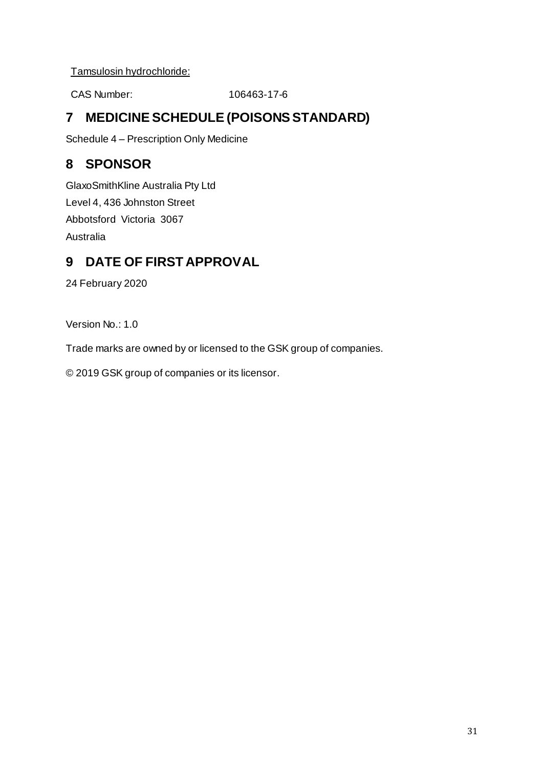Tamsulosin hydrochloride:

CAS Number: 106463-17-6

## 7 MEDICINE SCHEDULE (POISONS STANDARD)

Schedule 4 – Prescription Only Medicine

## 8 SPONSOR

GlaxoSmithKline Australia Pty Ltd
Level 4, 436 Johnston Street
Abbotsford Victoria 3067
Australia

## 9 DATE OF FIRST APPROVAL

24 February 2020

Version No.: 1.0

Trade marks are owned by or licensed to the GSK group of companies.

© 2019 GSK group of companies or its licensor.